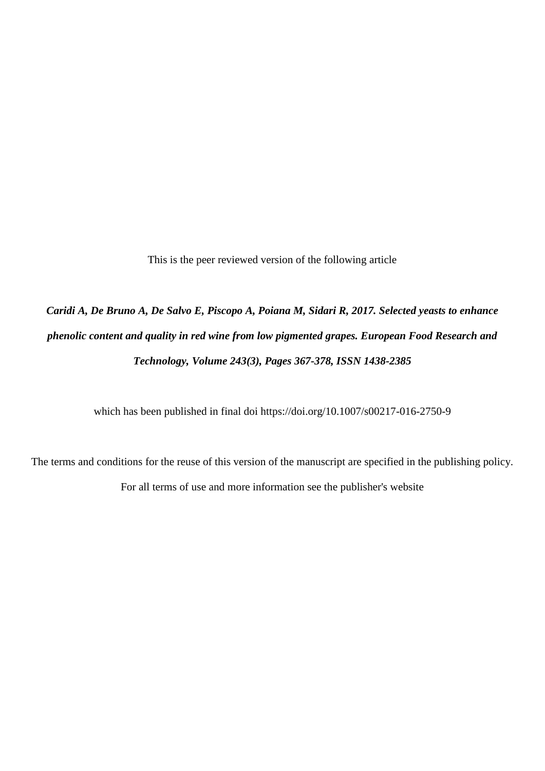This is the peer reviewed version of the following article

***Caridi A, De Bruno A, De Salvo E, Piscopo A, Poiana M, Sidari R, 2017. Selected yeasts to enhance phenolic content and quality in red wine from low pigmented grapes. European Food Research and Technology, Volume 243(3), Pages 367-378, ISSN 1438-2385***

which has been published in final doi https://doi.org/10.1007/s00217-016-2750-9

The terms and conditions for the reuse of this version of the manuscript are specified in the publishing policy. For all terms of use and more information see the publisher's website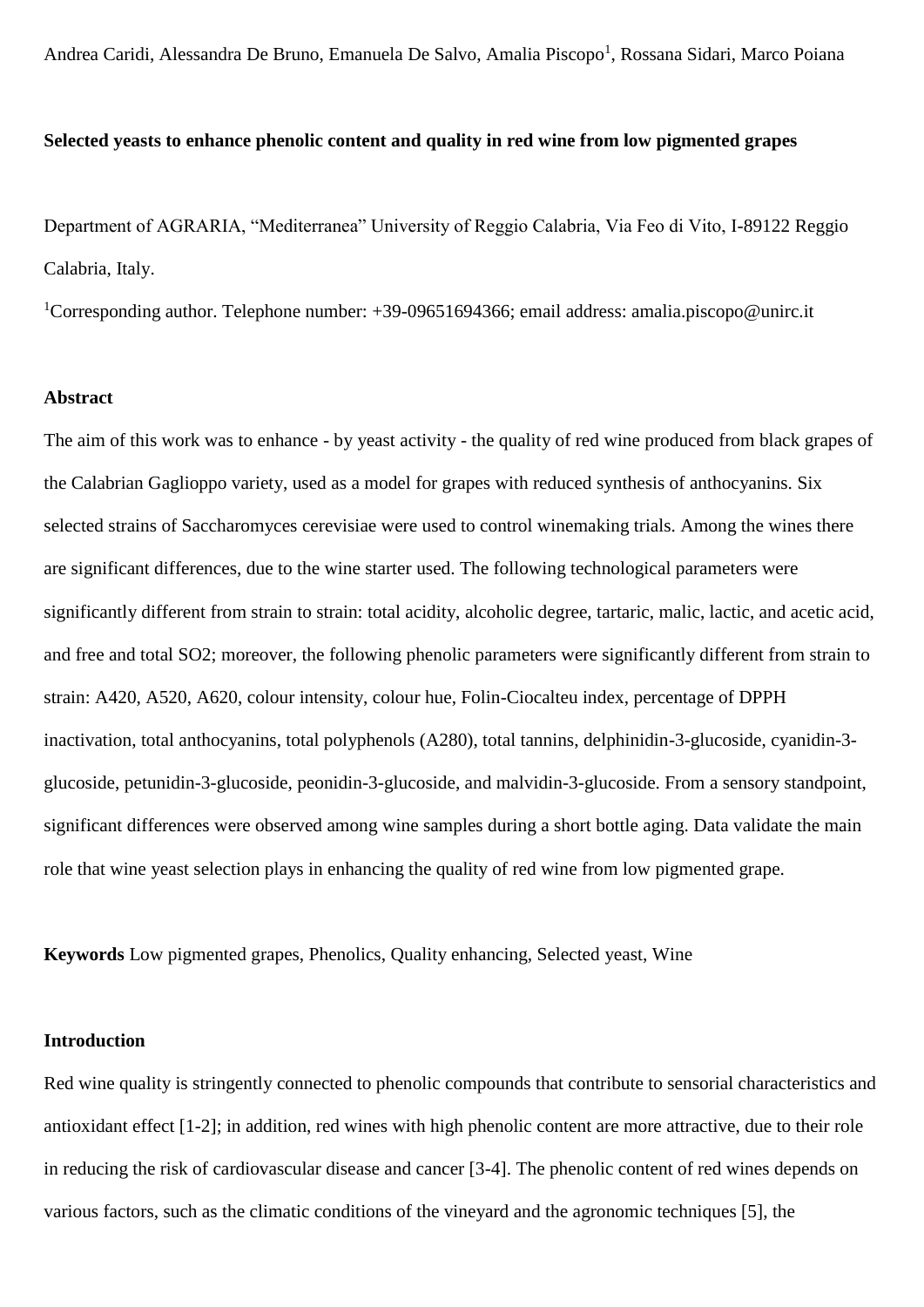Andrea Caridi, Alessandra De Bruno, Emanuela De Salvo, Amalia Piscopo[1], Rossana Sidari, Marco Poiana

**Selected yeasts to enhance phenolic content and quality in red wine from low pigmented grapes**

Department of AGRARIA, "Mediterranea" University of Reggio Calabria, Via Feo di Vito, I-89122 Reggio Calabria, Italy.

[1]Corresponding author. Telephone number: +39-09651694366; email address: amalia.piscopo@unirc.it

## Abstract

The aim of this work was to enhance - by yeast activity - the quality of red wine produced from black grapes of the Calabrian Gaglioppo variety, used as a model for grapes with reduced synthesis of anthocyanins. Six selected strains of Saccharomyces cerevisiae were used to control winemaking trials. Among the wines there are significant differences, due to the wine starter used. The following technological parameters were significantly different from strain to strain: total acidity, alcoholic degree, tartaric, malic, lactic, and acetic acid, and free and total $SO_2$; moreover, the following phenolic parameters were significantly different from strain to strain: A420, A520, A620, colour intensity, colour hue, Folin-Ciocalteu index, percentage of DPPH inactivation, total anthocyanins, total polyphenols (A280), total tannins, delphinidin-3-glucoside, cyanidin-3-glucoside, petunidin-3-glucoside, peonidin-3-glucoside, and malvidin-3-glucoside. From a sensory standpoint, significant differences were observed among wine samples during a short bottle aging. Data validate the main role that wine yeast selection plays in enhancing the quality of red wine from low pigmented grape.

**Keywords** Low pigmented grapes, Phenolics, Quality enhancing, Selected yeast, Wine

## Introduction

Red wine quality is stringently connected to phenolic compounds that contribute to sensorial characteristics and antioxidant effect [1-2]; in addition, red wines with high phenolic content are more attractive, due to their role in reducing the risk of cardiovascular disease and cancer [3-4]. The phenolic content of red wines depends on various factors, such as the climatic conditions of the vineyard and the agronomic techniques [5], the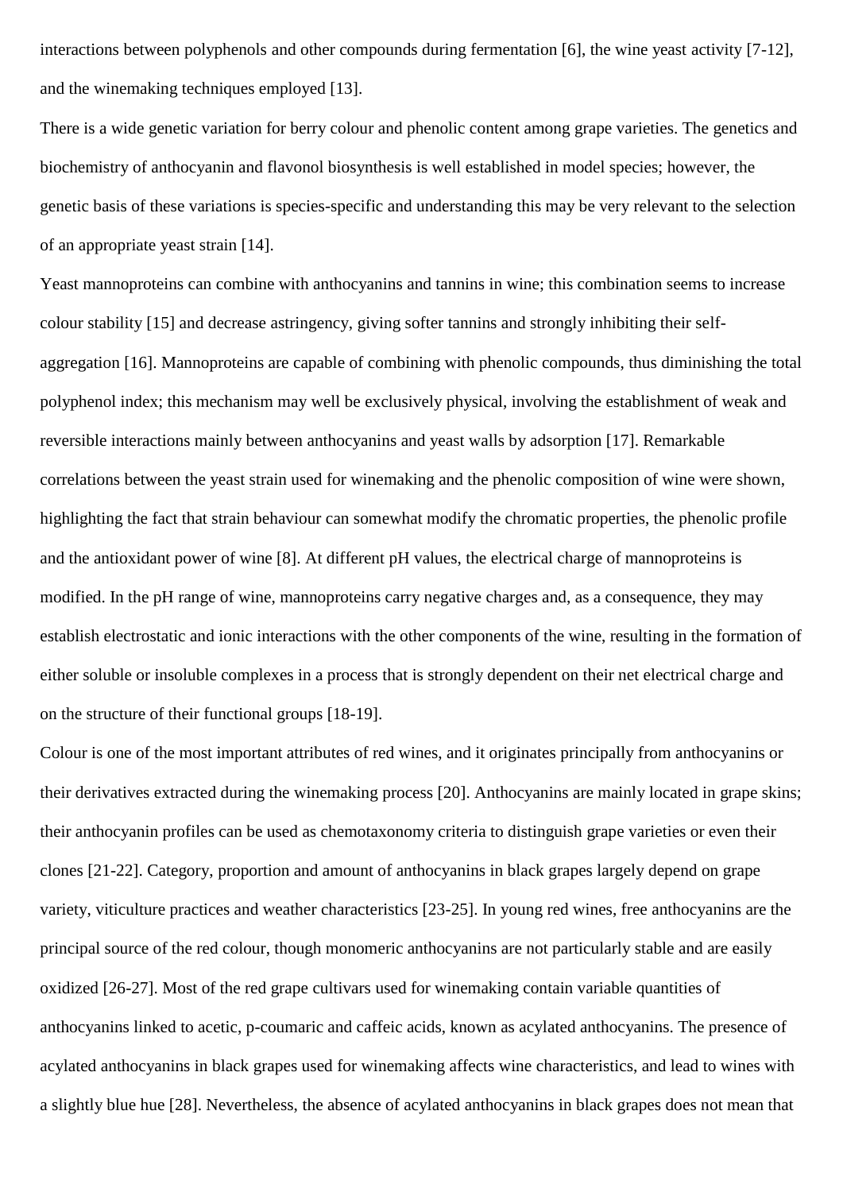interactions between polyphenols and other compounds during fermentation [6], the wine yeast activity [7-12], and the winemaking techniques employed [13].

There is a wide genetic variation for berry colour and phenolic content among grape varieties. The genetics and biochemistry of anthocyanin and flavonol biosynthesis is well established in model species; however, the genetic basis of these variations is species-specific and understanding this may be very relevant to the selection of an appropriate yeast strain [14].

Yeast mannoproteins can combine with anthocyanins and tannins in wine; this combination seems to increase colour stability [15] and decrease astringency, giving softer tannins and strongly inhibiting their self-aggregation [16]. Mannoproteins are capable of combining with phenolic compounds, thus diminishing the total polyphenol index; this mechanism may well be exclusively physical, involving the establishment of weak and reversible interactions mainly between anthocyanins and yeast walls by adsorption [17]. Remarkable correlations between the yeast strain used for winemaking and the phenolic composition of wine were shown, highlighting the fact that strain behaviour can somewhat modify the chromatic properties, the phenolic profile and the antioxidant power of wine [8]. At different pH values, the electrical charge of mannoproteins is modified. In the pH range of wine, mannoproteins carry negative charges and, as a consequence, they may establish electrostatic and ionic interactions with the other components of the wine, resulting in the formation of either soluble or insoluble complexes in a process that is strongly dependent on their net electrical charge and on the structure of their functional groups [18-19].

Colour is one of the most important attributes of red wines, and it originates principally from anthocyanins or their derivatives extracted during the winemaking process [20]. Anthocyanins are mainly located in grape skins; their anthocyanin profiles can be used as chemotaxonomy criteria to distinguish grape varieties or even their clones [21-22]. Category, proportion and amount of anthocyanins in black grapes largely depend on grape variety, viticulture practices and weather characteristics [23-25]. In young red wines, free anthocyanins are the principal source of the red colour, though monomeric anthocyanins are not particularly stable and are easily oxidized [26-27]. Most of the red grape cultivars used for winemaking contain variable quantities of anthocyanins linked to acetic, p-coumaric and caffeic acids, known as acylated anthocyanins. The presence of acylated anthocyanins in black grapes used for winemaking affects wine characteristics, and lead to wines with a slightly blue hue [28]. Nevertheless, the absence of acylated anthocyanins in black grapes does not mean that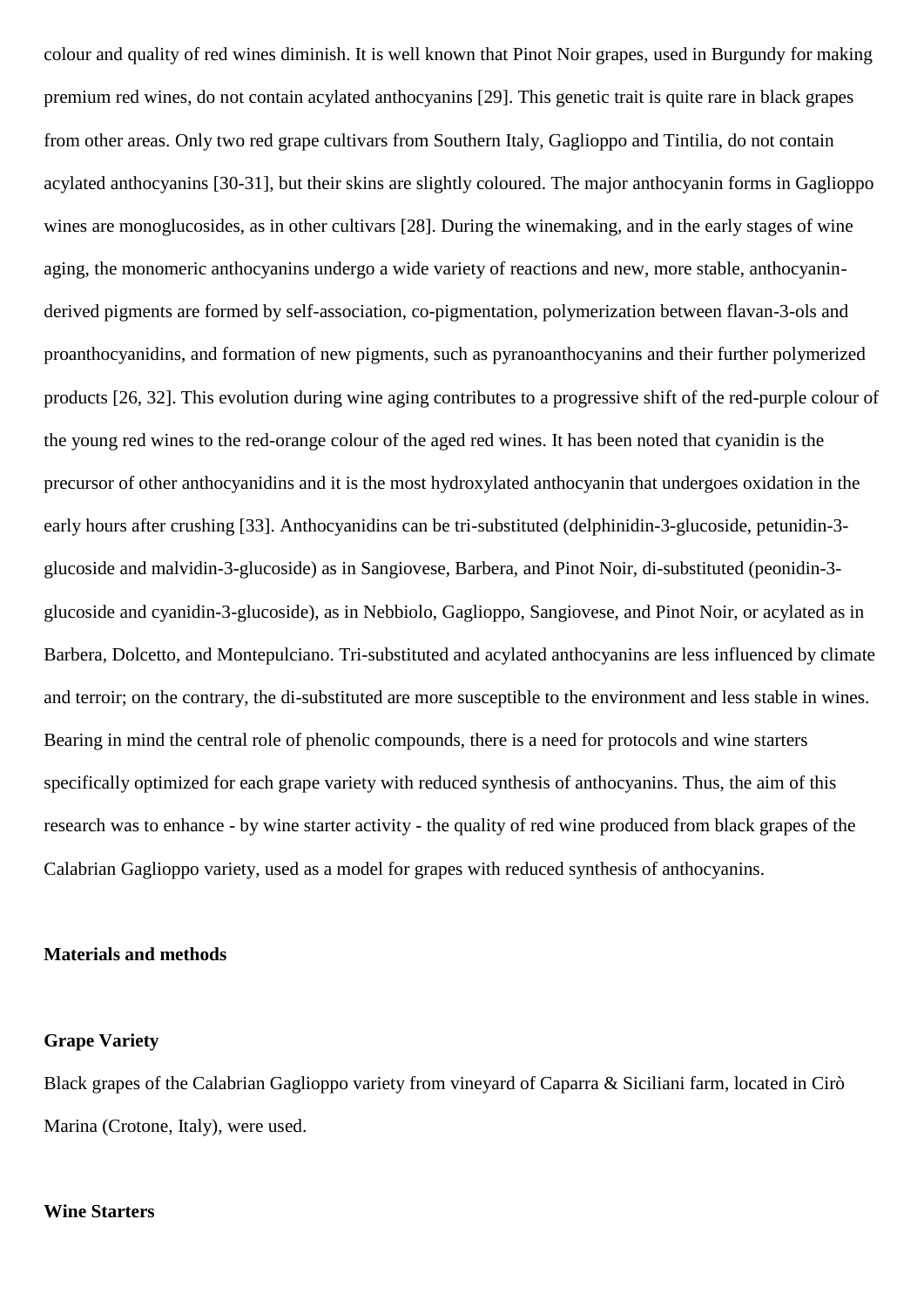colour and quality of red wines diminish. It is well known that Pinot Noir grapes, used in Burgundy for making premium red wines, do not contain acylated anthocyanins [29]. This genetic trait is quite rare in black grapes from other areas. Only two red grape cultivars from Southern Italy, Gaglioppo and Tintilia, do not contain acylated anthocyanins [30-31], but their skins are slightly coloured. The major anthocyanin forms in Gaglioppo wines are monoglucosides, as in other cultivars [28]. During the winemaking, and in the early stages of wine aging, the monomeric anthocyanins undergo a wide variety of reactions and new, more stable, anthocyanin-derived pigments are formed by self-association, co-pigmentation, polymerization between flavan-3-ols and proanthocyanidins, and formation of new pigments, such as pyranoanthocyanins and their further polymerized products [26, 32]. This evolution during wine aging contributes to a progressive shift of the red-purple colour of the young red wines to the red-orange colour of the aged red wines. It has been noted that cyanidin is the precursor of other anthocyanidins and it is the most hydroxylated anthocyanin that undergoes oxidation in the early hours after crushing [33]. Anthocyanidins can be tri-substituted (delphinidin-3-glucoside, petunidin-3-glucoside and malvidin-3-glucoside) as in Sangiovese, Barbera, and Pinot Noir, di-substituted (peonidin-3-glucoside and cyanidin-3-glucoside), as in Nebbiolo, Gaglioppo, Sangiovese, and Pinot Noir, or acylated as in Barbera, Dolcetto, and Montepulciano. Tri-substituted and acylated anthocyanins are less influenced by climate and terroir; on the contrary, the di-substituted are more susceptible to the environment and less stable in wines. Bearing in mind the central role of phenolic compounds, there is a need for protocols and wine starters specifically optimized for each grape variety with reduced synthesis of anthocyanins. Thus, the aim of this research was to enhance - by wine starter activity - the quality of red wine produced from black grapes of the Calabrian Gaglioppo variety, used as a model for grapes with reduced synthesis of anthocyanins.

## Materials and methods

### Grape Variety

Black grapes of the Calabrian Gaglioppo variety from vineyard of Caparra & Siciliani farm, located in Cirò Marina (Crotone, Italy), were used.

### Wine Starters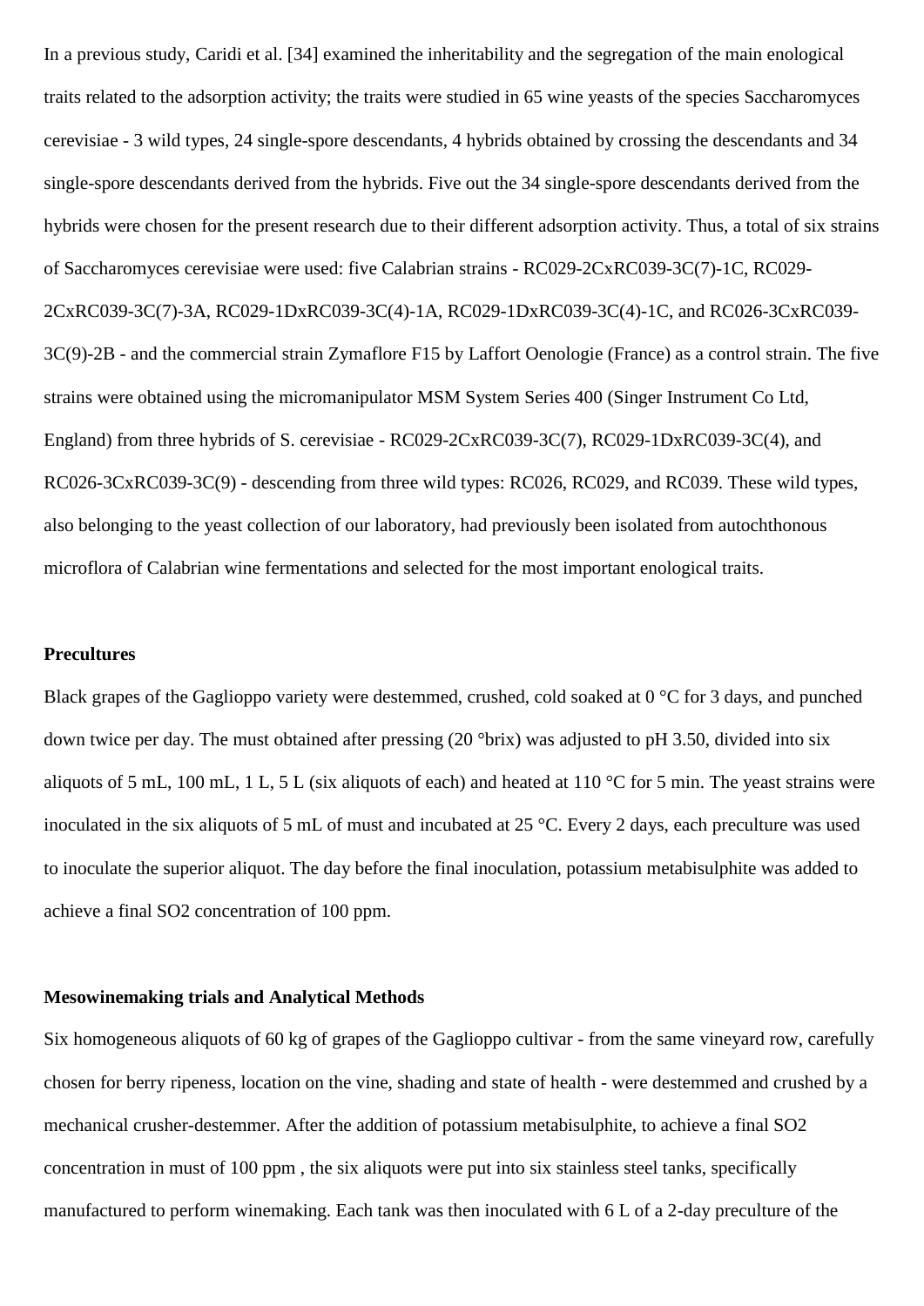In a previous study, Caridi et al. [34] examined the inheritability and the segregation of the main enological traits related to the adsorption activity; the traits were studied in 65 wine yeasts of the species Saccharomyces cerevisiae - 3 wild types, 24 single-spore descendants, 4 hybrids obtained by crossing the descendants and 34 single-spore descendants derived from the hybrids. Five out the 34 single-spore descendants derived from the hybrids were chosen for the present research due to their different adsorption activity. Thus, a total of six strains of Saccharomyces cerevisiae were used: five Calabrian strains - RC029-2CxRC039-3C(7)-1C, RC029-2CxRC039-3C(7)-3A, RC029-1DxRC039-3C(4)-1A, RC029-1DxRC039-3C(4)-1C, and RC026-3CxRC039-3C(9)-2B - and the commercial strain Zymaflore F15 by Laffort Oenologie (France) as a control strain. The five strains were obtained using the micromanipulator MSM System Series 400 (Singer Instrument Co Ltd, England) from three hybrids of S. cerevisiae - RC029-2CxRC039-3C(7), RC029-1DxRC039-3C(4), and RC026-3CxRC039-3C(9) - descending from three wild types: RC026, RC029, and RC039. These wild types, also belonging to the yeast collection of our laboratory, had previously been isolated from autochthonous microflora of Calabrian wine fermentations and selected for the most important enological traits.

**Precultures**

Black grapes of the Gaglioppo variety were destemmed, crushed, cold soaked at 0 °C for 3 days, and punched down twice per day. The must obtained after pressing (20 °brix) was adjusted to pH 3.50, divided into six aliquots of 5 mL, 100 mL, 1 L, 5 L (six aliquots of each) and heated at 110 °C for 5 min. The yeast strains were inoculated in the six aliquots of 5 mL of must and incubated at 25 °C. Every 2 days, each preculture was used to inoculate the superior aliquot. The day before the final inoculation, potassium metabisulphite was added to achieve a final $SO_2$ concentration of 100 ppm.

**Mesowinemaking trials and Analytical Methods**

Six homogeneous aliquots of 60 kg of grapes of the Gaglioppo cultivar - from the same vineyard row, carefully chosen for berry ripeness, location on the vine, shading and state of health - were destemmed and crushed by a mechanical crusher-destemmer. After the addition of potassium metabisulphite, to achieve a final $SO_2$ concentration in must of 100 ppm , the six aliquots were put into six stainless steel tanks, specifically manufactured to perform winemaking. Each tank was then inoculated with 6 L of a 2-day preculture of the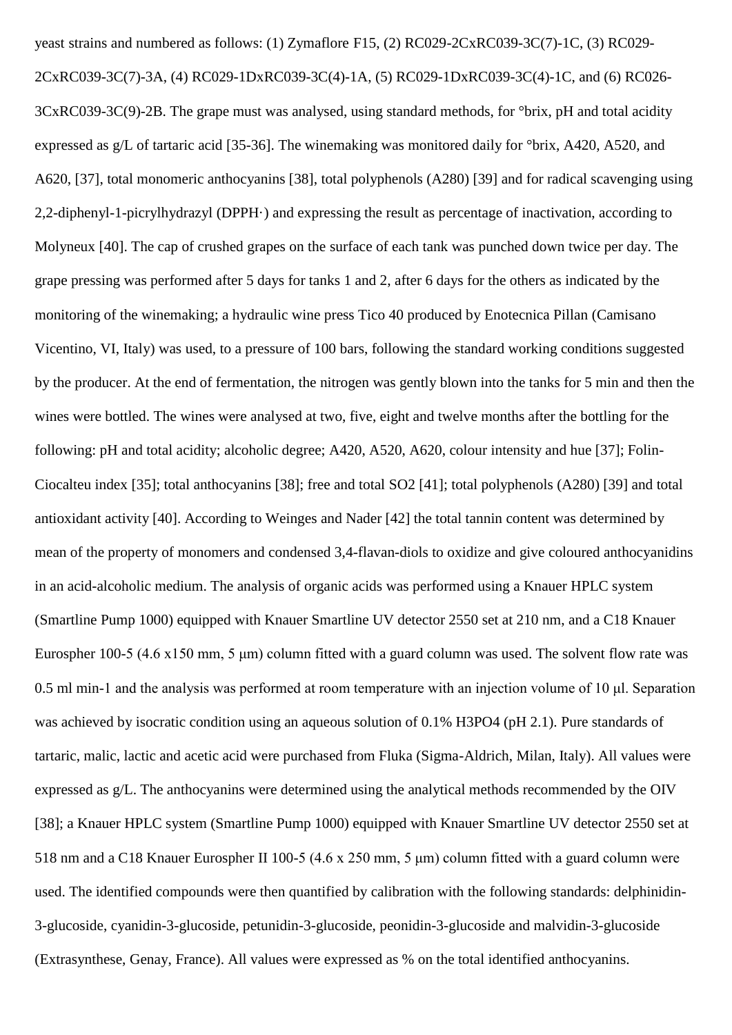yeast strains and numbered as follows: (1) Zymaflore F15, (2) RC029-2CxRC039-3C(7)-1C, (3) RC029-2CxRC039-3C(7)-3A, (4) RC029-1DxRC039-3C(4)-1A, (5) RC029-1DxRC039-3C(4)-1C, and (6) RC026-3CxRC039-3C(9)-2B. The grape must was analysed, using standard methods, for °brix, pH and total acidity expressed as g/L of tartaric acid [35-36]. The winemaking was monitored daily for °brix, A420, A520, and A620, [37], total monomeric anthocyanins [38], total polyphenols (A280) [39] and for radical scavenging using 2,2-diphenyl-1-picrylhydrazyl (DPPH·) and expressing the result as percentage of inactivation, according to Molyneux [40]. The cap of crushed grapes on the surface of each tank was punched down twice per day. The grape pressing was performed after 5 days for tanks 1 and 2, after 6 days for the others as indicated by the monitoring of the winemaking; a hydraulic wine press Tico 40 produced by Enotecnica Pillan (Camisano Vicentino, VI, Italy) was used, to a pressure of 100 bars, following the standard working conditions suggested by the producer. At the end of fermentation, the nitrogen was gently blown into the tanks for 5 min and then the wines were bottled. The wines were analysed at two, five, eight and twelve months after the bottling for the following: pH and total acidity; alcoholic degree; A420, A520, A620, colour intensity and hue [37]; Folin-Ciocalteu index [35]; total anthocyanins [38]; free and total $SO_2$ [41]; total polyphenols (A280) [39] and total antioxidant activity [40]. According to Weinges and Nader [42] the total tannin content was determined by mean of the property of monomers and condensed 3,4-flavan-diols to oxidize and give coloured anthocyanidins in an acid-alcoholic medium. The analysis of organic acids was performed using a Knauer HPLC system (Smartline Pump 1000) equipped with Knauer Smartline UV detector 2550 set at 210 nm, and a C18 Knauer Eurospher 100-5 (4.6 x150 mm, 5 μm) column fitted with a guard column was used. The solvent flow rate was 0.5 ml $min^{-1}$ and the analysis was performed at room temperature with an injection volume of 10 μl. Separation was achieved by isocratic condition using an aqueous solution of 0.1% $H_3PO_4$ (pH 2.1). Pure standards of tartaric, malic, lactic and acetic acid were purchased from Fluka (Sigma-Aldrich, Milan, Italy). All values were expressed as g/L. The anthocyanins were determined using the analytical methods recommended by the OIV [38]; a Knauer HPLC system (Smartline Pump 1000) equipped with Knauer Smartline UV detector 2550 set at 518 nm and a C18 Knauer Eurospher II 100-5 (4.6 x 250 mm, 5 μm) column fitted with a guard column were used. The identified compounds were then quantified by calibration with the following standards: delphinidin-3-glucoside, cyanidin-3-glucoside, petunidin-3-glucoside, peonidin-3-glucoside and malvidin-3-glucoside (Extrasynthese, Genay, France). All values were expressed as % on the total identified anthocyanins.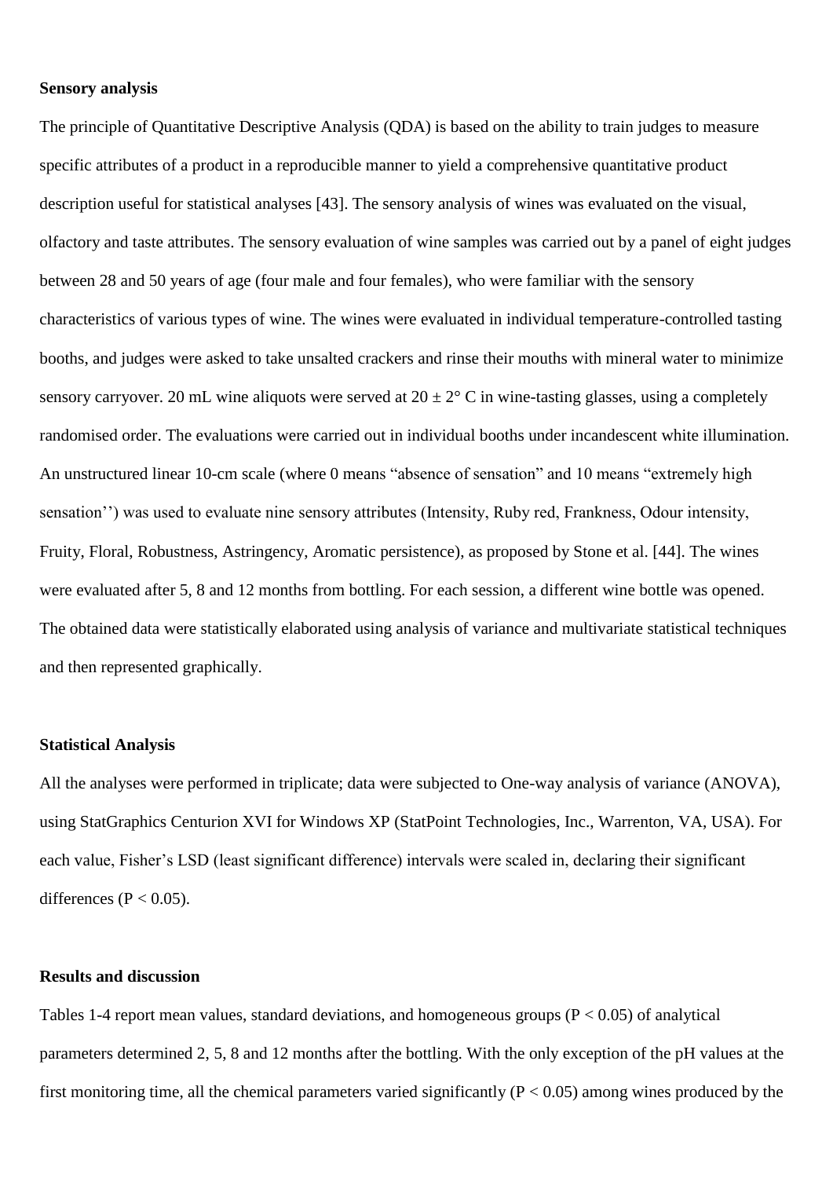**Sensory analysis**

The principle of Quantitative Descriptive Analysis (QDA) is based on the ability to train judges to measure specific attributes of a product in a reproducible manner to yield a comprehensive quantitative product description useful for statistical analyses [43]. The sensory analysis of wines was evaluated on the visual, olfactory and taste attributes. The sensory evaluation of wine samples was carried out by a panel of eight judges between 28 and 50 years of age (four male and four females), who were familiar with the sensory characteristics of various types of wine. The wines were evaluated in individual temperature-controlled tasting booths, and judges were asked to take unsalted crackers and rinse their mouths with mineral water to minimize sensory carryover. 20 mL wine aliquots were served at $20 \pm 2°$ C in wine-tasting glasses, using a completely randomised order. The evaluations were carried out in individual booths under incandescent white illumination. An unstructured linear 10-cm scale (where 0 means "absence of sensation" and 10 means "extremely high sensation'') was used to evaluate nine sensory attributes (Intensity, Ruby red, Frankness, Odour intensity, Fruity, Floral, Robustness, Astringency, Aromatic persistence), as proposed by Stone et al. [44]. The wines were evaluated after 5, 8 and 12 months from bottling. For each session, a different wine bottle was opened. The obtained data were statistically elaborated using analysis of variance and multivariate statistical techniques and then represented graphically.

**Statistical Analysis**

All the analyses were performed in triplicate; data were subjected to One-way analysis of variance (ANOVA), using StatGraphics Centurion XVI for Windows XP (StatPoint Technologies, Inc., Warrenton, VA, USA). For each value, Fisher's LSD (least significant difference) intervals were scaled in, declaring their significant differences ($P < 0.05$).

**Results and discussion**

Tables 1-4 report mean values, standard deviations, and homogeneous groups ($P < 0.05$) of analytical parameters determined 2, 5, 8 and 12 months after the bottling. With the only exception of the pH values at the first monitoring time, all the chemical parameters varied significantly ($P < 0.05$) among wines produced by the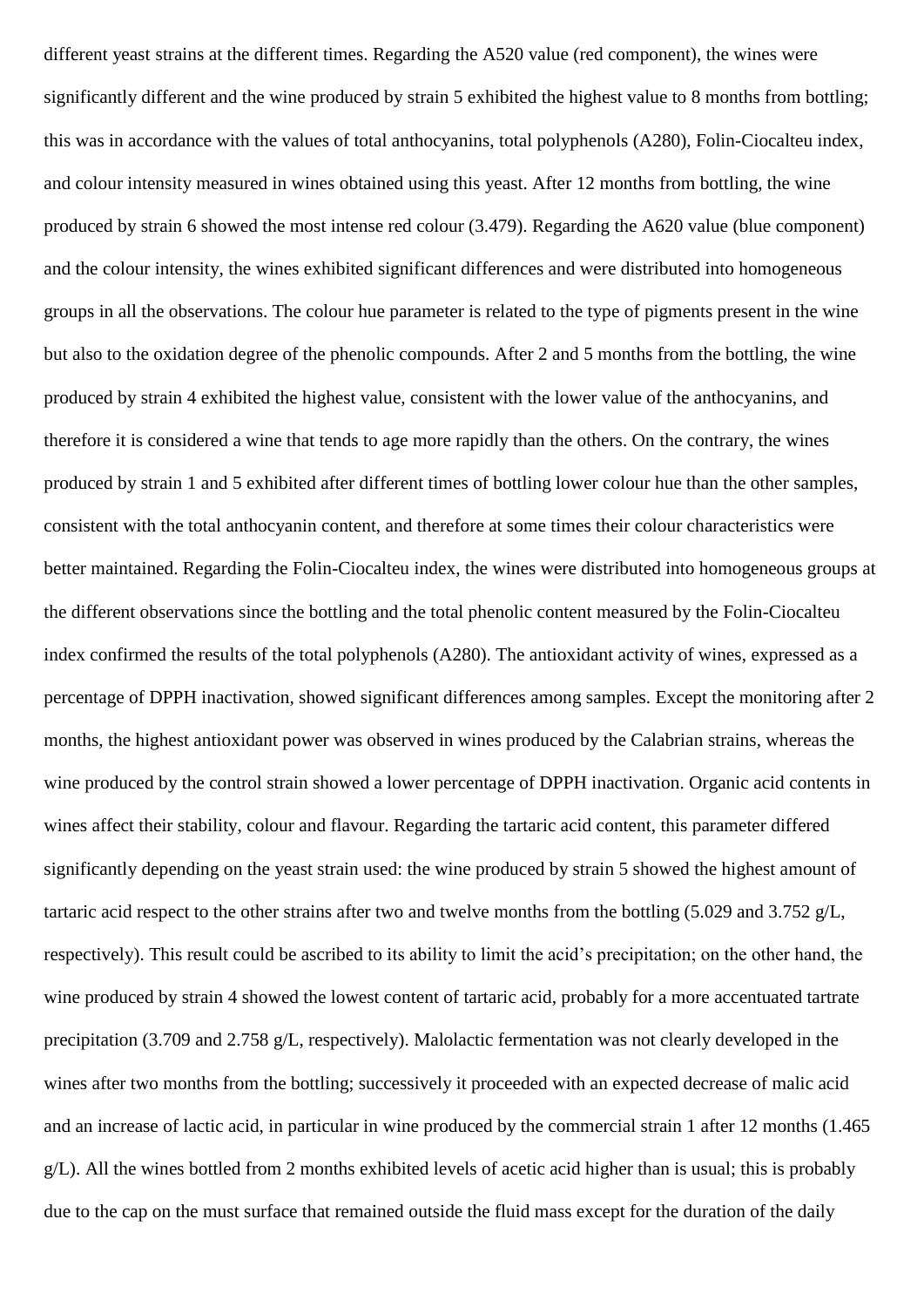different yeast strains at the different times. Regarding the A520 value (red component), the wines were significantly different and the wine produced by strain 5 exhibited the highest value to 8 months from bottling; this was in accordance with the values of total anthocyanins, total polyphenols (A280), Folin-Ciocalteu index, and colour intensity measured in wines obtained using this yeast. After 12 months from bottling, the wine produced by strain 6 showed the most intense red colour (3.479). Regarding the A620 value (blue component) and the colour intensity, the wines exhibited significant differences and were distributed into homogeneous groups in all the observations. The colour hue parameter is related to the type of pigments present in the wine but also to the oxidation degree of the phenolic compounds. After 2 and 5 months from the bottling, the wine produced by strain 4 exhibited the highest value, consistent with the lower value of the anthocyanins, and therefore it is considered a wine that tends to age more rapidly than the others. On the contrary, the wines produced by strain 1 and 5 exhibited after different times of bottling lower colour hue than the other samples, consistent with the total anthocyanin content, and therefore at some times their colour characteristics were better maintained. Regarding the Folin-Ciocalteu index, the wines were distributed into homogeneous groups at the different observations since the bottling and the total phenolic content measured by the Folin-Ciocalteu index confirmed the results of the total polyphenols (A280). The antioxidant activity of wines, expressed as a percentage of DPPH inactivation, showed significant differences among samples. Except the monitoring after 2 months, the highest antioxidant power was observed in wines produced by the Calabrian strains, whereas the wine produced by the control strain showed a lower percentage of DPPH inactivation. Organic acid contents in wines affect their stability, colour and flavour. Regarding the tartaric acid content, this parameter differed significantly depending on the yeast strain used: the wine produced by strain 5 showed the highest amount of tartaric acid respect to the other strains after two and twelve months from the bottling (5.029 and 3.752 g/L, respectively). This result could be ascribed to its ability to limit the acid's precipitation; on the other hand, the wine produced by strain 4 showed the lowest content of tartaric acid, probably for a more accentuated tartrate precipitation (3.709 and 2.758 g/L, respectively). Malolactic fermentation was not clearly developed in the wines after two months from the bottling; successively it proceeded with an expected decrease of malic acid and an increase of lactic acid, in particular in wine produced by the commercial strain 1 after 12 months (1.465 g/L). All the wines bottled from 2 months exhibited levels of acetic acid higher than is usual; this is probably due to the cap on the must surface that remained outside the fluid mass except for the duration of the daily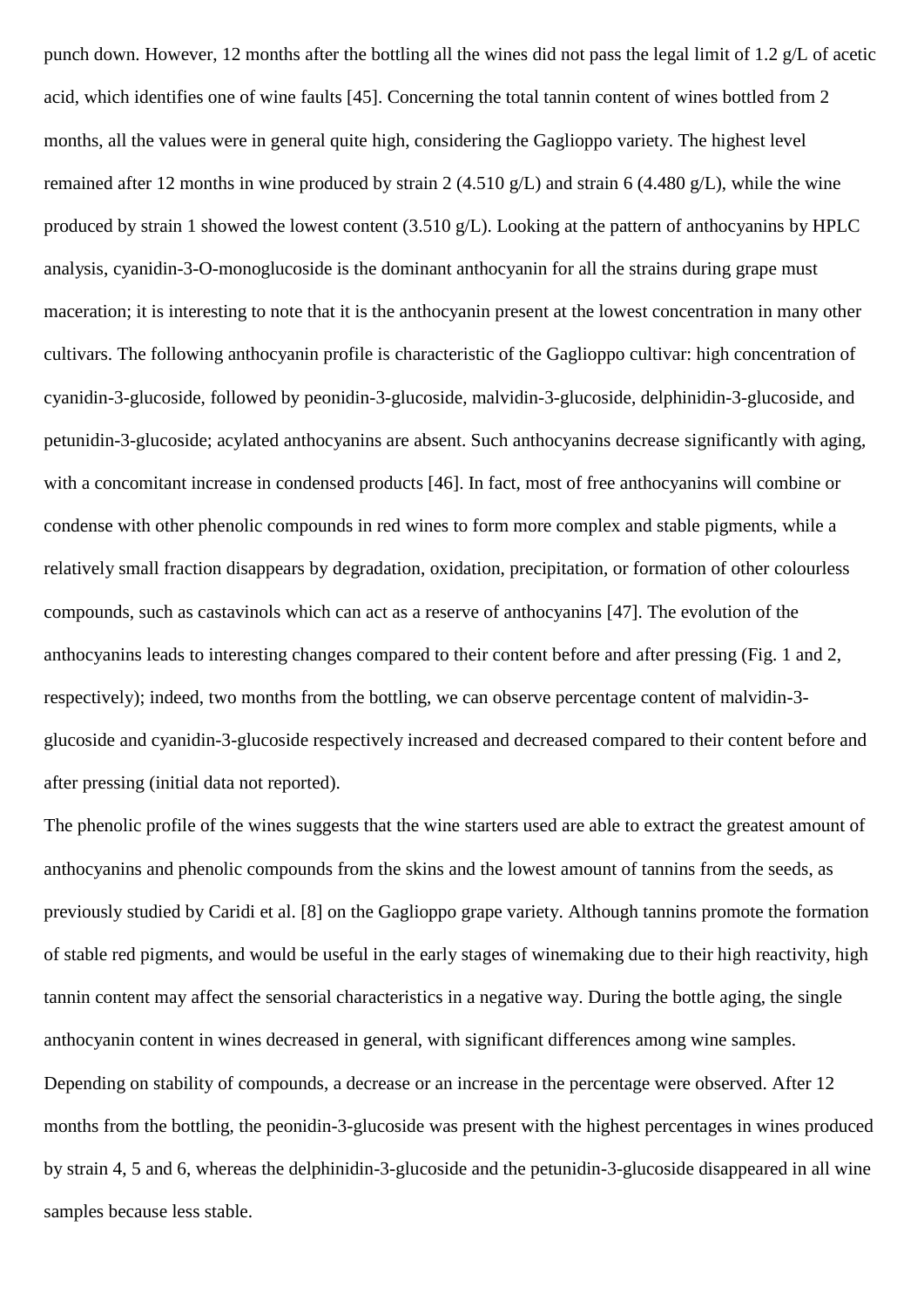punch down. However, 12 months after the bottling all the wines did not pass the legal limit of 1.2 g/L of acetic acid, which identifies one of wine faults [45]. Concerning the total tannin content of wines bottled from 2 months, all the values were in general quite high, considering the Gaglioppo variety. The highest level remained after 12 months in wine produced by strain 2 (4.510 g/L) and strain 6 (4.480 g/L), while the wine produced by strain 1 showed the lowest content (3.510 g/L). Looking at the pattern of anthocyanins by HPLC analysis, cyanidin-3-O-monoglucoside is the dominant anthocyanin for all the strains during grape must maceration; it is interesting to note that it is the anthocyanin present at the lowest concentration in many other cultivars. The following anthocyanin profile is characteristic of the Gaglioppo cultivar: high concentration of cyanidin-3-glucoside, followed by peonidin-3-glucoside, malvidin-3-glucoside, delphinidin-3-glucoside, and petunidin-3-glucoside; acylated anthocyanins are absent. Such anthocyanins decrease significantly with aging, with a concomitant increase in condensed products [46]. In fact, most of free anthocyanins will combine or condense with other phenolic compounds in red wines to form more complex and stable pigments, while a relatively small fraction disappears by degradation, oxidation, precipitation, or formation of other colourless compounds, such as castavinols which can act as a reserve of anthocyanins [47]. The evolution of the anthocyanins leads to interesting changes compared to their content before and after pressing (Fig. 1 and 2, respectively); indeed, two months from the bottling, we can observe percentage content of malvidin-3-glucoside and cyanidin-3-glucoside respectively increased and decreased compared to their content before and after pressing (initial data not reported).

The phenolic profile of the wines suggests that the wine starters used are able to extract the greatest amount of anthocyanins and phenolic compounds from the skins and the lowest amount of tannins from the seeds, as previously studied by Caridi et al. [8] on the Gaglioppo grape variety. Although tannins promote the formation of stable red pigments, and would be useful in the early stages of winemaking due to their high reactivity, high tannin content may affect the sensorial characteristics in a negative way. During the bottle aging, the single anthocyanin content in wines decreased in general, with significant differences among wine samples. Depending on stability of compounds, a decrease or an increase in the percentage were observed. After 12 months from the bottling, the peonidin-3-glucoside was present with the highest percentages in wines produced by strain 4, 5 and 6, whereas the delphinidin-3-glucoside and the petunidin-3-glucoside disappeared in all wine samples because less stable.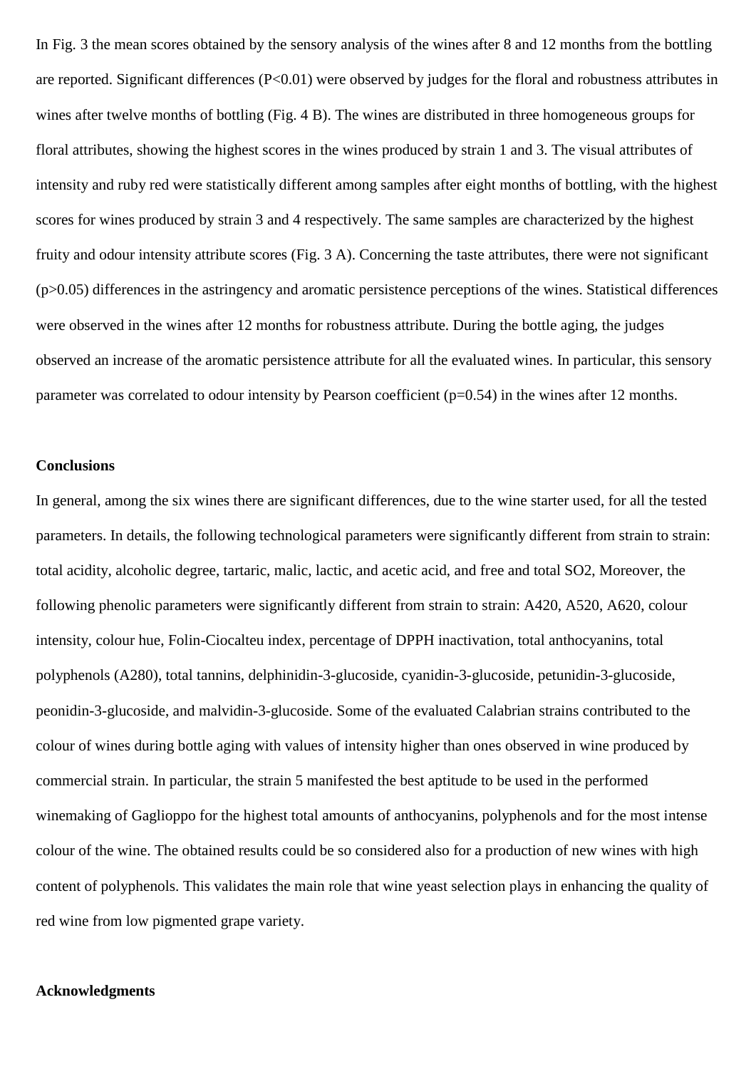In Fig. 3 the mean scores obtained by the sensory analysis of the wines after 8 and 12 months from the bottling are reported. Significant differences ($P<0.01$) were observed by judges for the floral and robustness attributes in wines after twelve months of bottling (Fig. 4 B). The wines are distributed in three homogeneous groups for floral attributes, showing the highest scores in the wines produced by strain 1 and 3. The visual attributes of intensity and ruby red were statistically different among samples after eight months of bottling, with the highest scores for wines produced by strain 3 and 4 respectively. The same samples are characterized by the highest fruity and odour intensity attribute scores (Fig. 3 A). Concerning the taste attributes, there were not significant ($p>0.05$) differences in the astringency and aromatic persistence perceptions of the wines. Statistical differences were observed in the wines after 12 months for robustness attribute. During the bottle aging, the judges observed an increase of the aromatic persistence attribute for all the evaluated wines. In particular, this sensory parameter was correlated to odour intensity by Pearson coefficient ($p=0.54$) in the wines after 12 months.

**Conclusions**

In general, among the six wines there are significant differences, due to the wine starter used, for all the tested parameters. In details, the following technological parameters were significantly different from strain to strain: total acidity, alcoholic degree, tartaric, malic, lactic, and acetic acid, and free and total $SO_2$, Moreover, the following phenolic parameters were significantly different from strain to strain: A420, A520, A620, colour intensity, colour hue, Folin-Ciocalteu index, percentage of DPPH inactivation, total anthocyanins, total polyphenols (A280), total tannins, delphinidin-3-glucoside, cyanidin-3-glucoside, petunidin-3-glucoside, peonidin-3-glucoside, and malvidin-3-glucoside. Some of the evaluated Calabrian strains contributed to the colour of wines during bottle aging with values of intensity higher than ones observed in wine produced by commercial strain. In particular, the strain 5 manifested the best aptitude to be used in the performed winemaking of Gaglioppo for the highest total amounts of anthocyanins, polyphenols and for the most intense colour of the wine. The obtained results could be so considered also for a production of new wines with high content of polyphenols. This validates the main role that wine yeast selection plays in enhancing the quality of red wine from low pigmented grape variety.

**Acknowledgments**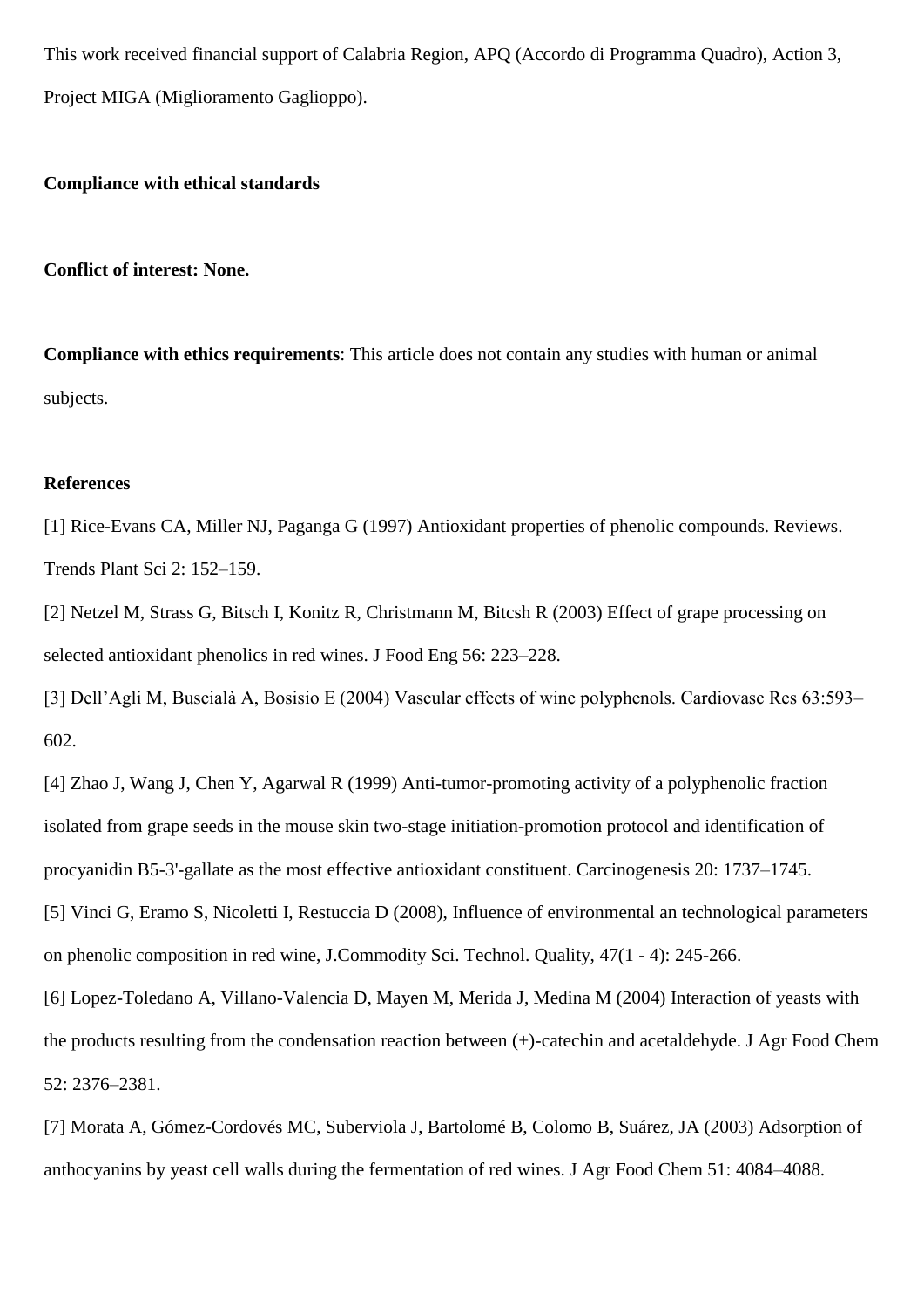This work received financial support of Calabria Region, APQ (Accordo di Programma Quadro), Action 3, Project MIGA (Miglioramento Gaglioppo).

**Compliance with ethical standards**

**Conflict of interest: None.**

**Compliance with ethics requirements**: This article does not contain any studies with human or animal subjects.

**References**

[1] Rice-Evans CA, Miller NJ, Paganga G (1997) Antioxidant properties of phenolic compounds. Reviews. Trends Plant Sci 2: 152–159.

[2] Netzel M, Strass G, Bitsch I, Konitz R, Christmann M, Bitcsh R (2003) Effect of grape processing on selected antioxidant phenolics in red wines. J Food Eng 56: 223–228.

[3] Dell'Agli M, Buscialà A, Bosisio E (2004) Vascular effects of wine polyphenols. Cardiovasc Res 63:593–602.

[4] Zhao J, Wang J, Chen Y, Agarwal R (1999) Anti-tumor-promoting activity of a polyphenolic fraction isolated from grape seeds in the mouse skin two-stage initiation-promotion protocol and identification of procyanidin B5-3'-gallate as the most effective antioxidant constituent. Carcinogenesis 20: 1737–1745.

[5] Vinci G, Eramo S, Nicoletti I, Restuccia D (2008), Influence of environmental an technological parameters on phenolic composition in red wine, J.Commodity Sci. Technol. Quality, 47(1 - 4): 245-266.

[6] Lopez-Toledano A, Villano-Valencia D, Mayen M, Merida J, Medina M (2004) Interaction of yeasts with the products resulting from the condensation reaction between (+)-catechin and acetaldehyde. J Agr Food Chem 52: 2376–2381.

[7] Morata A, Gómez-Cordovés MC, Suberviola J, Bartolomé B, Colomo B, Suárez, JA (2003) Adsorption of anthocyanins by yeast cell walls during the fermentation of red wines. J Agr Food Chem 51: 4084–4088.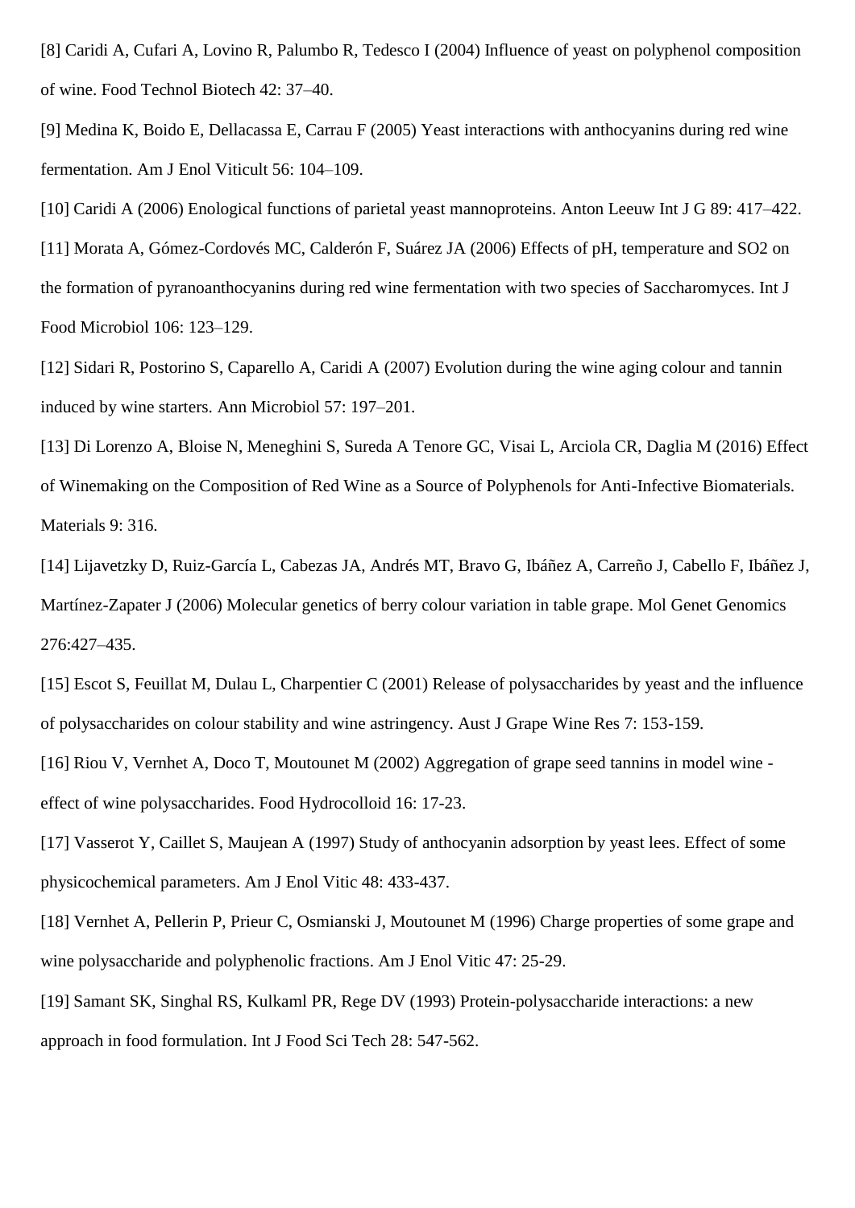[8] Caridi A, Cufari A, Lovino R, Palumbo R, Tedesco I (2004) Influence of yeast on polyphenol composition of wine. Food Technol Biotech 42: 37–40.

[9] Medina K, Boido E, Dellacassa E, Carrau F (2005) Yeast interactions with anthocyanins during red wine fermentation. Am J Enol Viticult 56: 104–109.

[10] Caridi A (2006) Enological functions of parietal yeast mannoproteins. Anton Leeuw Int J G 89: 417–422.

[11] Morata A, Gómez-Cordovés MC, Calderón F, Suárez JA (2006) Effects of pH, temperature and SO2 on the formation of pyranoanthocyanins during red wine fermentation with two species of Saccharomyces. Int J Food Microbiol 106: 123–129.

[12] Sidari R, Postorino S, Caparello A, Caridi A (2007) Evolution during the wine aging colour and tannin induced by wine starters. Ann Microbiol 57: 197–201.

[13] Di Lorenzo A, Bloise N, Meneghini S, Sureda A Tenore GC, Visai L, Arciola CR, Daglia M (2016) Effect of Winemaking on the Composition of Red Wine as a Source of Polyphenols for Anti-Infective Biomaterials. Materials 9: 316.

[14] Lijavetzky D, Ruiz-García L, Cabezas JA, Andrés MT, Bravo G, Ibáñez A, Carreño J, Cabello F, Ibáñez J, Martínez-Zapater J (2006) Molecular genetics of berry colour variation in table grape. Mol Genet Genomics 276:427–435.

[15] Escot S, Feuillat M, Dulau L, Charpentier C (2001) Release of polysaccharides by yeast and the influence of polysaccharides on colour stability and wine astringency. Aust J Grape Wine Res 7: 153-159.

[16] Riou V, Vernhet A, Doco T, Moutounet M (2002) Aggregation of grape seed tannins in model wine - effect of wine polysaccharides. Food Hydrocolloid 16: 17-23.

[17] Vasserot Y, Caillet S, Maujean A (1997) Study of anthocyanin adsorption by yeast lees. Effect of some physicochemical parameters. Am J Enol Vitic 48: 433-437.

[18] Vernhet A, Pellerin P, Prieur C, Osmianski J, Moutounet M (1996) Charge properties of some grape and wine polysaccharide and polyphenolic fractions. Am J Enol Vitic 47: 25-29.

[19] Samant SK, Singhal RS, Kulkaml PR, Rege DV (1993) Protein-polysaccharide interactions: a new approach in food formulation. Int J Food Sci Tech 28: 547-562.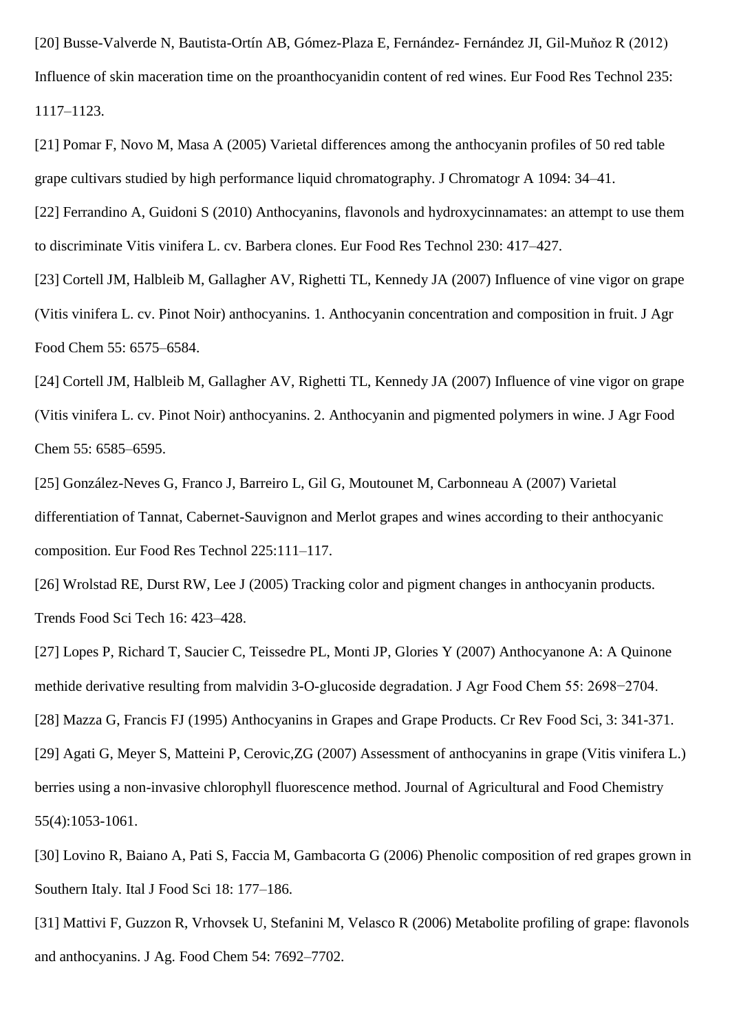[20] Busse-Valverde N, Bautista-Ortín AB, Gómez-Plaza E, Fernández- Fernández JI, Gil-Muňoz R (2012) Influence of skin maceration time on the proanthocyanidin content of red wines. Eur Food Res Technol 235: 1117–1123.

[21] Pomar F, Novo M, Masa A (2005) Varietal differences among the anthocyanin profiles of 50 red table grape cultivars studied by high performance liquid chromatography. J Chromatogr A 1094: 34–41.

[22] Ferrandino A, Guidoni S (2010) Anthocyanins, flavonols and hydroxycinnamates: an attempt to use them to discriminate Vitis vinifera L. cv. Barbera clones. Eur Food Res Technol 230: 417–427.

[23] Cortell JM, Halbleib M, Gallagher AV, Righetti TL, Kennedy JA (2007) Influence of vine vigor on grape (Vitis vinifera L. cv. Pinot Noir) anthocyanins. 1. Anthocyanin concentration and composition in fruit. J Agr Food Chem 55: 6575–6584.

[24] Cortell JM, Halbleib M, Gallagher AV, Righetti TL, Kennedy JA (2007) Influence of vine vigor on grape (Vitis vinifera L. cv. Pinot Noir) anthocyanins. 2. Anthocyanin and pigmented polymers in wine. J Agr Food Chem 55: 6585–6595.

[25] González-Neves G, Franco J, Barreiro L, Gil G, Moutounet M, Carbonneau A (2007) Varietal differentiation of Tannat, Cabernet-Sauvignon and Merlot grapes and wines according to their anthocyanic composition. Eur Food Res Technol 225:111–117.

[26] Wrolstad RE, Durst RW, Lee J (2005) Tracking color and pigment changes in anthocyanin products. Trends Food Sci Tech 16: 423–428.

[27] Lopes P, Richard T, Saucier C, Teissedre PL, Monti JP, Glories Y (2007) Anthocyanone A: A Quinone methide derivative resulting from malvidin 3-O-glucoside degradation. J Agr Food Chem 55: 2698−2704.

[28] Mazza G, Francis FJ (1995) Anthocyanins in Grapes and Grape Products. Cr Rev Food Sci, 3: 341-371.

[29] Agati G, Meyer S, Matteini P, Cerovic,ZG (2007) Assessment of anthocyanins in grape (Vitis vinifera L.) berries using a non-invasive chlorophyll fluorescence method. Journal of Agricultural and Food Chemistry 55(4):1053-1061.

[30] Lovino R, Baiano A, Pati S, Faccia M, Gambacorta G (2006) Phenolic composition of red grapes grown in Southern Italy. Ital J Food Sci 18: 177–186.

[31] Mattivi F, Guzzon R, Vrhovsek U, Stefanini M, Velasco R (2006) Metabolite profiling of grape: flavonols and anthocyanins. J Ag. Food Chem 54: 7692–7702.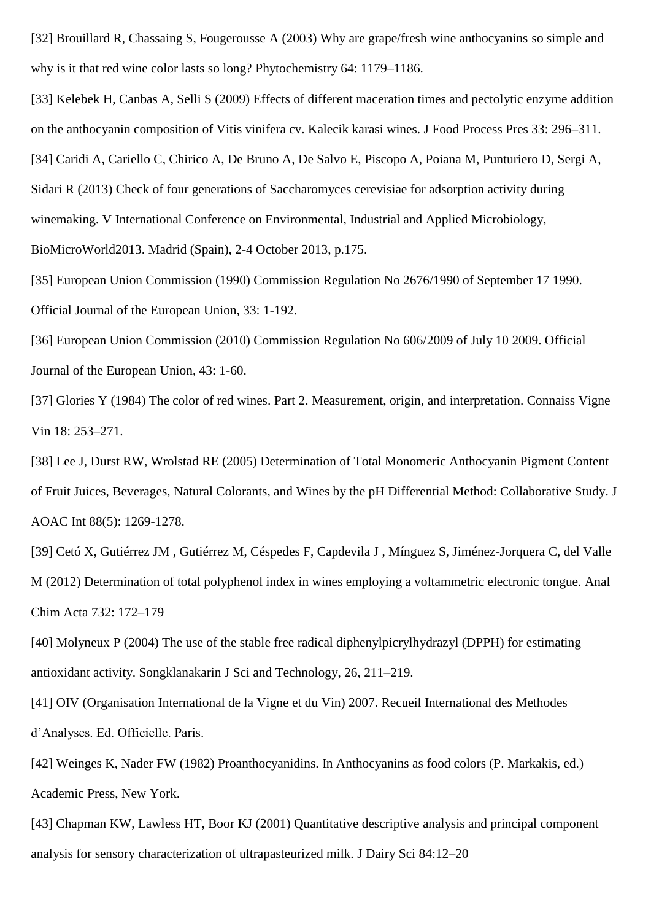[32] Brouillard R, Chassaing S, Fougerousse A (2003) Why are grape/fresh wine anthocyanins so simple and why is it that red wine color lasts so long? Phytochemistry 64: 1179–1186.

[33] Kelebek H, Canbas A, Selli S (2009) Effects of different maceration times and pectolytic enzyme addition on the anthocyanin composition of Vitis vinifera cv. Kalecik karasi wines. J Food Process Pres 33: 296–311.

[34] Caridi A, Cariello C, Chirico A, De Bruno A, De Salvo E, Piscopo A, Poiana M, Punturiero D, Sergi A, Sidari R (2013) Check of four generations of Saccharomyces cerevisiae for adsorption activity during winemaking. V International Conference on Environmental, Industrial and Applied Microbiology, BioMicroWorld2013. Madrid (Spain), 2-4 October 2013, p.175.

[35] European Union Commission (1990) Commission Regulation No 2676/1990 of September 17 1990. Official Journal of the European Union, 33: 1-192.

[36] European Union Commission (2010) Commission Regulation No 606/2009 of July 10 2009. Official Journal of the European Union, 43: 1-60.

[37] Glories Y (1984) The color of red wines. Part 2. Measurement, origin, and interpretation. Connaiss Vigne Vin 18: 253–271.

[38] Lee J, Durst RW, Wrolstad RE (2005) Determination of Total Monomeric Anthocyanin Pigment Content of Fruit Juices, Beverages, Natural Colorants, and Wines by the pH Differential Method: Collaborative Study. J AOAC Int 88(5): 1269-1278.

[39] Cetó X, Gutiérrez JM , Gutiérrez M, Céspedes F, Capdevila J , Mínguez S, Jiménez-Jorquera C, del Valle M (2012) Determination of total polyphenol index in wines employing a voltammetric electronic tongue. Anal Chim Acta 732: 172–179

[40] Molyneux P (2004) The use of the stable free radical diphenylpicrylhydrazyl (DPPH) for estimating antioxidant activity. Songklanakarin J Sci and Technology, 26, 211–219.

[41] OIV (Organisation International de la Vigne et du Vin) 2007. Recueil International des Methodes d'Analyses. Ed. Officielle. Paris.

[42] Weinges K, Nader FW (1982) Proanthocyanidins. In Anthocyanins as food colors (P. Markakis, ed.) Academic Press, New York.

[43] Chapman KW, Lawless HT, Boor KJ (2001) Quantitative descriptive analysis and principal component analysis for sensory characterization of ultrapasteurized milk. J Dairy Sci 84:12–20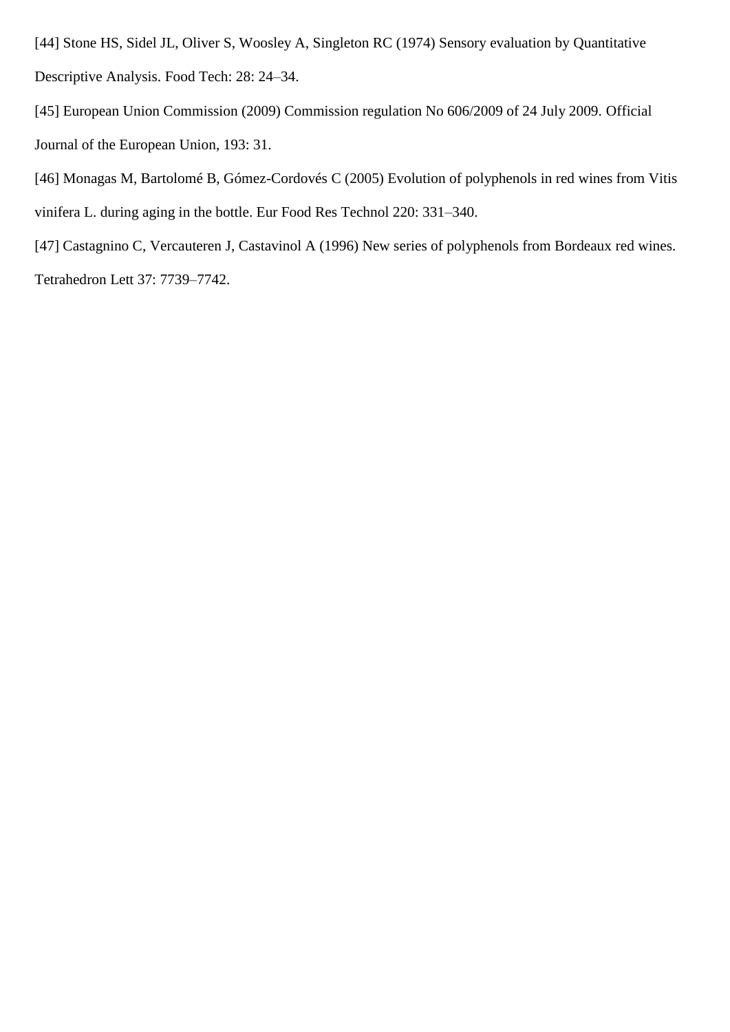[44] Stone HS, Sidel JL, Oliver S, Woosley A, Singleton RC (1974) Sensory evaluation by Quantitative Descriptive Analysis. Food Tech: 28: 24–34.

[45] European Union Commission (2009) Commission regulation No 606/2009 of 24 July 2009. Official Journal of the European Union, 193: 31.

[46] Monagas M, Bartolomé B, Gómez-Cordovés C (2005) Evolution of polyphenols in red wines from Vitis vinifera L. during aging in the bottle. Eur Food Res Technol 220: 331–340.

[47] Castagnino C, Vercauteren J, Castavinol A (1996) New series of polyphenols from Bordeaux red wines. Tetrahedron Lett 37: 7739–7742.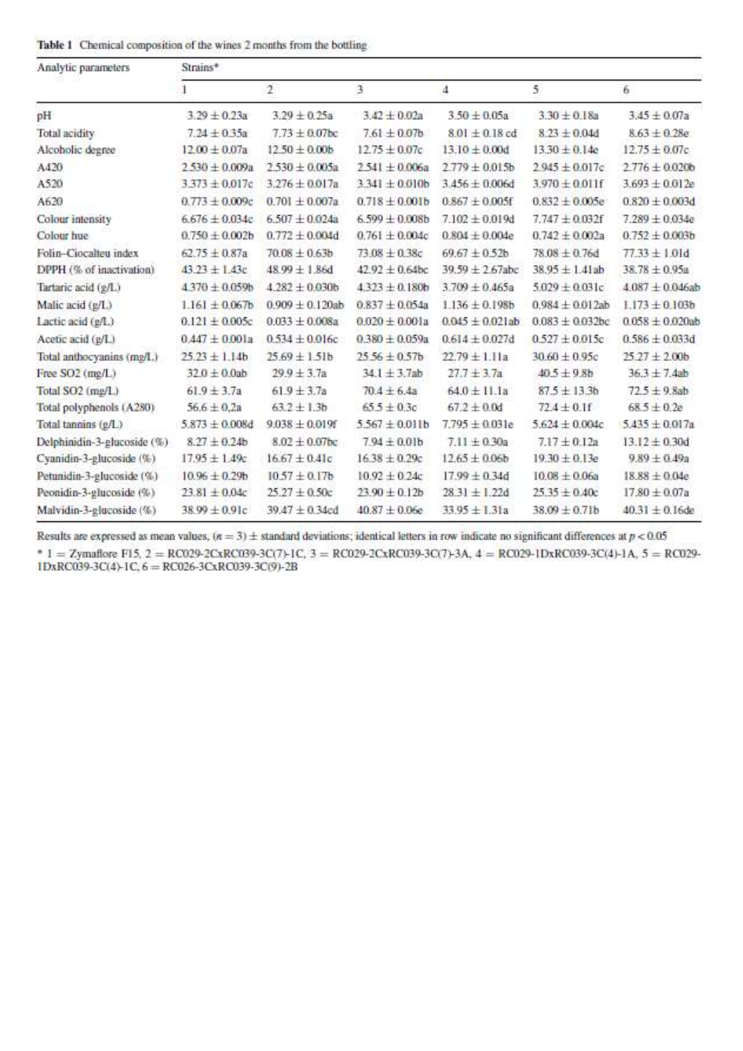**Table 1** Chemical composition of the wines 2 months from the bottling

| Analytic parameters | Strains* | | | | | |
|---|---|---|---|---|---|---|
| | 1 | 2 | 3 | 4 | 5 | 6 |
| pH | 3.29 ± 0.23a | 3.29 ± 0.25a | 3.42 ± 0.02a | 3.50 ± 0.05a | 3.30 ± 0.18a | 3.45 ± 0.07a |
| Total acidity | 7.24 ± 0.35a | 7.73 ± 0.07bc | 7.61 ± 0.07b | 8.01 ± 0.18 cd | 8.23 ± 0.04d | 8.63 ± 0.28e |
| Alcoholic degree | 12.00 ± 0.07a | 12.50 ± 0.00b | 12.75 ± 0.07c | 13.10 ± 0.00d | 13.30 ± 0.14e | 12.75 ± 0.07c |
| A420 | 2.530 ± 0.009a | 2.530 ± 0.005a | 2.541 ± 0.006a | 2.779 ± 0.015b | 2.945 ± 0.017c | 2.776 ± 0.020b |
| A520 | 3.373 ± 0.017c | 3.276 ± 0.017a | 3.341 ± 0.010b | 3.456 ± 0.006d | 3.970 ± 0.011f | 3.693 ± 0.012e |
| A620 | 0.773 ± 0.009c | 0.701 ± 0.007a | 0.718 ± 0.001b | 0.867 ± 0.005f | 0.832 ± 0.005e | 0.820 ± 0.003d |
| Colour intensity | 6.676 ± 0.034c | 6.507 ± 0.024a | 6.599 ± 0.008b | 7.102 ± 0.019d | 7.747 ± 0.032f | 7.289 ± 0.034e |
| Colour hue | 0.750 ± 0.002b | 0.772 ± 0.004d | 0.761 ± 0.004c | 0.804 ± 0.004e | 0.742 ± 0.002a | 0.752 ± 0.003b |
| Folin–Ciocalteu index | 62.75 ± 0.87a | 70.08 ± 0.63b | 73.08 ± 0.38c | 69.67 ± 0.52b | 78.08 ± 0.76d | 77.33 ± 1.01d |
| DPPH (% of inactivation) | 43.23 ± 1.43c | 48.99 ± 1.86d | 42.92 ± 0.64bc | 39.59 ± 2.67abc | 38.95 ± 1.41ab | 38.78 ± 0.95a |
| Tartaric acid (g/L) | 4.370 ± 0.059b | 4.282 ± 0.030b | 4.323 ± 0.180b | 3.709 ± 0.465a | 5.029 ± 0.031c | 4.087 ± 0.046ab |
| Malic acid (g/L) | 1.161 ± 0.067b | 0.909 ± 0.120ab | 0.837 ± 0.054a | 1.136 ± 0.198b | 0.984 ± 0.012ab | 1.173 ± 0.103b |
| Lactic acid (g/L) | 0.121 ± 0.005c | 0.033 ± 0.008a | 0.020 ± 0.001a | 0.045 ± 0.021ab | 0.083 ± 0.032bc | 0.058 ± 0.020ab |
| Acetic acid (g/L) | 0.447 ± 0.001a | 0.534 ± 0.016c | 0.380 ± 0.059a | 0.614 ± 0.027d | 0.527 ± 0.015c | 0.586 ± 0.033d |
| Total anthocyanins (mg/L) | 25.23 ± 1.14b | 25.69 ± 1.51b | 25.56 ± 0.57b | 22.79 ± 1.11a | 30.60 ± 0.95c | 25.27 ± 2.00b |
| Free SO2 (mg/L) | 32.0 ± 0.0ab | 29.9 ± 3.7a | 34.1 ± 3.7ab | 27.7 ± 3.7a | 40.5 ± 9.8b | 36.3 ± 7.4ab |
| Total SO2 (mg/L) | 61.9 ± 3.7a | 61.9 ± 3.7a | 70.4 ± 6.4a | 64.0 ± 11.1a | 87.5 ± 13.3b | 72.5 ± 9.8ab |
| Total polyphenols (A280) | 56.6 ± 0,2a | 63.2 ± 1.3b | 65.5 ± 0.3c | 67.2 ± 0.0d | 72.4 ± 0.1f | 68.5 ± 0.2e |
| Total tannins (g/L) | 5.873 ± 0.008d | 9.038 ± 0.019f | 5.567 ± 0.011b | 7.795 ± 0.031e | 5.624 ± 0.004c | 5.435 ± 0.017a |
| Delphinidin-3-glucoside (%) | 8.27 ± 0.24b | 8.02 ± 0.07bc | 7.94 ± 0.01b | 7.11 ± 0.30a | 7.17 ± 0.12a | 13.12 ± 0.30d |
| Cyanidin-3-glucoside (%) | 17.95 ± 1.49c | 16.67 ± 0.41c | 16.38 ± 0.29c | 12.65 ± 0.06b | 19.30 ± 0.13e | 9.89 ± 0.49a |
| Petunidin-3-glucoside (%) | 10.96 ± 0.29b | 10.57 ± 0.17b | 10.92 ± 0.24c | 17.99 ± 0.34d | 10.08 ± 0.06a | 18.88 ± 0.04e |
| Peonidin-3-glucoside (%) | 23.81 ± 0.04c | 25.27 ± 0.50c | 23.90 ± 0.12b | 28.31 ± 1.22d | 25.35 ± 0.40c | 17.80 ± 0.07a |
| Malvidin-3-glucoside (%) | 38.99 ± 0.91c | 39.47 ± 0.34cd | 40.87 ± 0.06e | 33.95 ± 1.31a | 38.09 ± 0.71b | 40.31 ± 0.16de |

Results are expressed as mean values, ($n = 3$) ± standard deviations; identical letters in row indicate no significant differences at $p < 0.05$

\* 1 = Zymaflore F15, 2 = RC029-2CxRC039-3C(7)-1C, 3 = RC029-2CxRC039-3C(7)-3A, 4 = RC029-1DxRC039-3C(4)-1A, 5 = RC029-1DxRC039-3C(4)-1C, 6 = RC026-3CxRC039-3C(9)-2B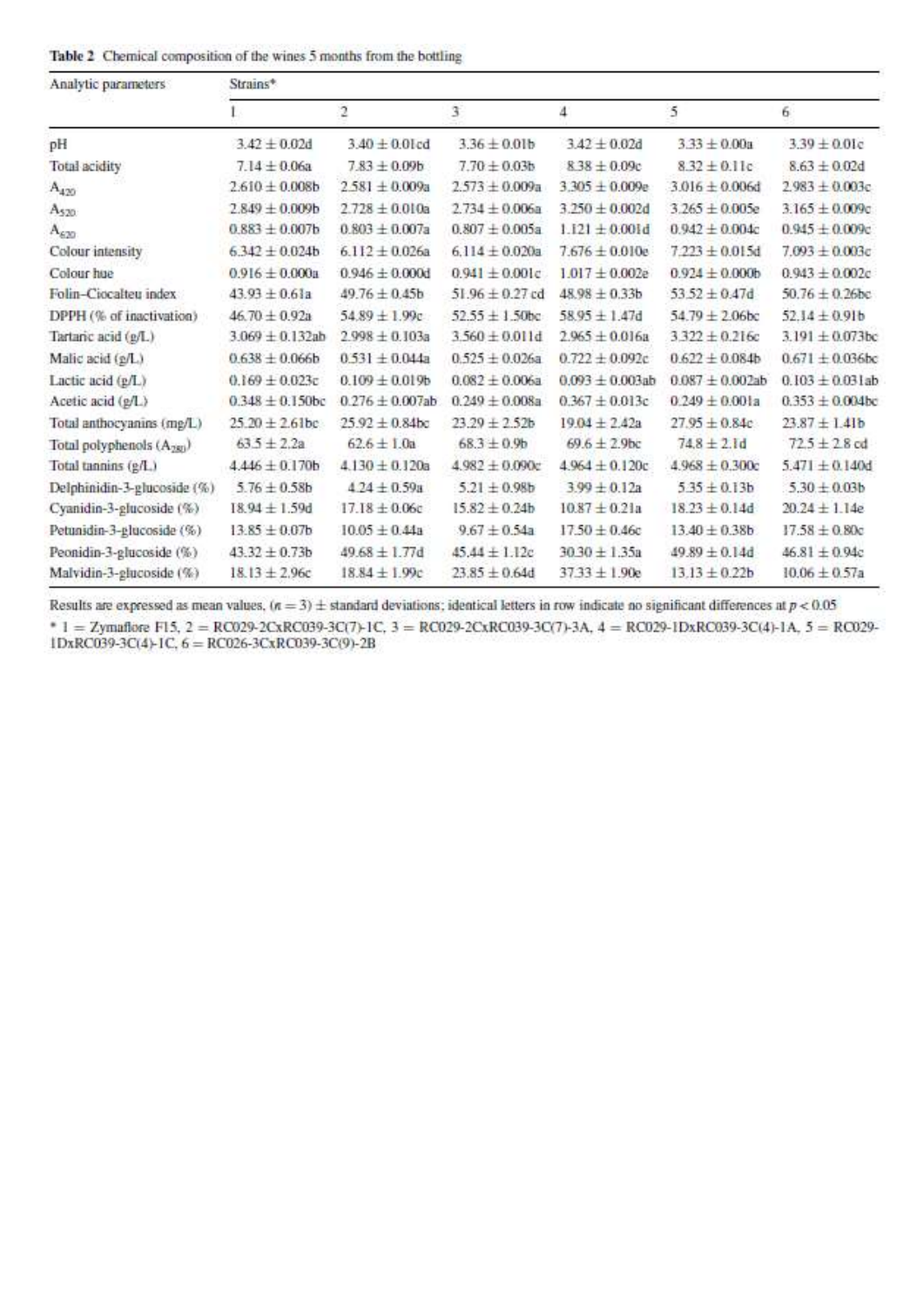**Table 2** Chemical composition of the wines 5 months from the bottling

| Analytic parameters | Strains* | | | | | |
|---|---|---|---|---|---|---|
| | 1 | 2 | 3 | 4 | 5 | 6 |
| pH | 3.42 ± 0.02d | 3.40 ± 0.01cd | 3.36 ± 0.01b | 3.42 ± 0.02d | 3.33 ± 0.00a | 3.39 ± 0.01c |
| Total acidity | 7.14 ± 0.06a | 7.83 ± 0.09b | 7.70 ± 0.03b | 8.38 ± 0.09c | 8.32 ± 0.11c | 8.63 ± 0.02d |
| $A_{420}$ | 2.610 ± 0.008b | 2.581 ± 0.009a | 2.573 ± 0.009a | 3.305 ± 0.009e | 3.016 ± 0.006d | 2.983 ± 0.003c |
| $A_{520}$ | 2.849 ± 0.009b | 2.728 ± 0.010a | 2.734 ± 0.006a | 3.250 ± 0.002d | 3.265 ± 0.005e | 3.165 ± 0.009c |
| $A_{620}$ | 0.883 ± 0.007b | 0.803 ± 0.007a | 0.807 ± 0.005a | 1.121 ± 0.001d | 0.942 ± 0.004c | 0.945 ± 0.009c |
| Colour intensity | 6.342 ± 0.024b | 6.112 ± 0.026a | 6.114 ± 0.020a | 7.676 ± 0.010e | 7.223 ± 0.015d | 7.093 ± 0.003c |
| Colour hue | 0.916 ± 0.000a | 0.946 ± 0.000d | 0.941 ± 0.001c | 1.017 ± 0.002e | 0.924 ± 0.000b | 0.943 ± 0.002c |
| Folin–Ciocalteu index | 43.93 ± 0.61a | 49.76 ± 0.45b | 51.96 ± 0.27 cd | 48.98 ± 0.33b | 53.52 ± 0.47d | 50.76 ± 0.26bc |
| DPPH (% of inactivation) | 46.70 ± 0.92a | 54.89 ± 1.99c | 52.55 ± 1.50bc | 58.95 ± 1.47d | 54.79 ± 2.06bc | 52.14 ± 0.91b |
| Tartaric acid (g/L) | 3.069 ± 0.132ab | 2.998 ± 0.103a | 3.560 ± 0.011d | 2.965 ± 0.016a | 3.322 ± 0.216c | 3.191 ± 0.073bc |
| Malic acid (g/L) | 0.638 ± 0.066b | 0.531 ± 0.044a | 0.525 ± 0.026a | 0.722 ± 0.092c | 0.622 ± 0.084b | 0.671 ± 0.036bc |
| Lactic acid (g/L) | 0.169 ± 0.023c | 0.109 ± 0.019b | 0.082 ± 0.006a | 0.093 ± 0.003ab | 0.087 ± 0.002ab | 0.103 ± 0.031ab |
| Acetic acid (g/L) | 0.348 ± 0.150bc | 0.276 ± 0.007ab | 0.249 ± 0.008a | 0.367 ± 0.013c | 0.249 ± 0.001a | 0.353 ± 0.004bc |
| Total anthocyanins (mg/L) | 25.20 ± 2.61bc | 25.92 ± 0.84bc | 23.29 ± 2.52b | 19.04 ± 2.42a | 27.95 ± 0.84c | 23.87 ± 1.41b |
| Total polyphenols ($A_{280}$) | 63.5 ± 2.2a | 62.6 ± 1.0a | 68.3 ± 0.9b | 69.6 ± 2.9bc | 74.8 ± 2.1d | 72.5 ± 2.8 cd |
| Total tannins (g/L) | 4.446 ± 0.170b | 4.130 ± 0.120a | 4.982 ± 0.090c | 4.964 ± 0.120c | 4.968 ± 0.300c | 5.471 ± 0.140d |
| Delphinidin-3-glucoside (%) | 5.76 ± 0.58b | 4.24 ± 0.59a | 5.21 ± 0.98b | 3.99 ± 0.12a | 5.35 ± 0.13b | 5.30 ± 0.03b |
| Cyanidin-3-glucoside (%) | 18.94 ± 1.59d | 17.18 ± 0.06c | 15.82 ± 0.24b | 10.87 ± 0.21a | 18.23 ± 0.14d | 20.24 ± 1.14e |
| Petunidin-3-glucoside (%) | 13.85 ± 0.07b | 10.05 ± 0.44a | 9.67 ± 0.54a | 17.50 ± 0.46c | 13.40 ± 0.38b | 17.58 ± 0.80c |
| Peonidin-3-glucoside (%) | 43.32 ± 0.73b | 49.68 ± 1.77d | 45.44 ± 1.12c | 30.30 ± 1.35a | 49.89 ± 0.14d | 46.81 ± 0.94c |
| Malvidin-3-glucoside (%) | 18.13 ± 2.96c | 18.84 ± 1.99c | 23.85 ± 0.64d | 37.33 ± 1.90e | 13.13 ± 0.22b | 10.06 ± 0.57a |

Results are expressed as mean values, ($n = 3$) ± standard deviations; identical letters in row indicate no significant differences at $p < 0.05$

* 1 = Zymaflore F15, 2 = RC029-2CxRC039-3C(7)-1C, 3 = RC029-2CxRC039-3C(7)-3A, 4 = RC029-1DxRC039-3C(4)-1A, 5 = RC029-1DxRC039-3C(4)-1C, 6 = RC026-3CxRC039-3C(9)-2B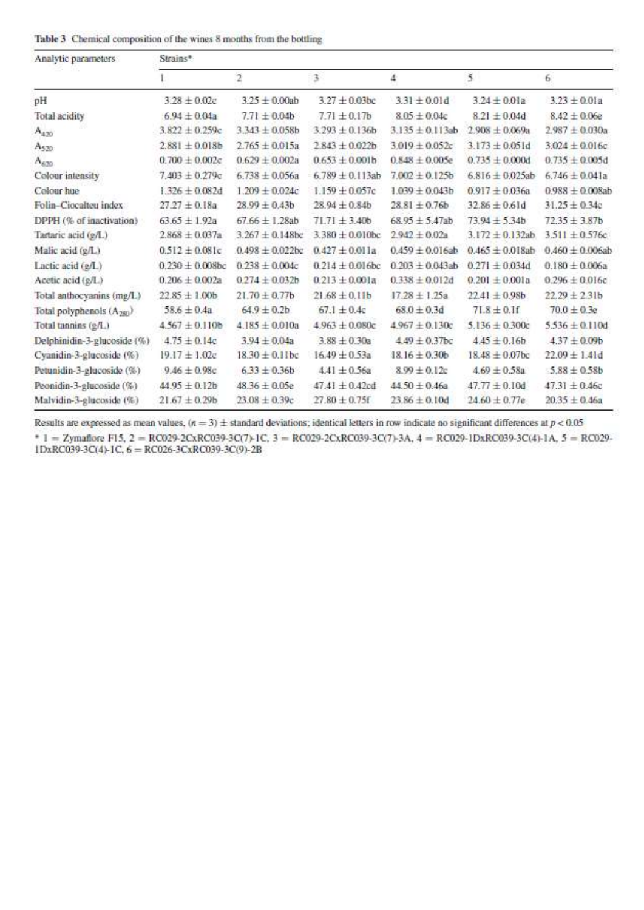**Table 3** Chemical composition of the wines 8 months from the bottling

| Analytic parameters | Strains* | | | | | |
|---|---|---|---|---|---|---|
| | 1 | 2 | 3 | 4 | 5 | 6 |
| pH | 3.28 ± 0.02c | 3.25 ± 0.00ab | 3.27 ± 0.03bc | 3.31 ± 0.01d | 3.24 ± 0.01a | 3.23 ± 0.01a |
| Total acidity | 6.94 ± 0.04a | 7.71 ± 0.04b | 7.71 ± 0.17b | 8.05 ± 0.04c | 8.21 ± 0.04d | 8.42 ± 0.06e |
| $A_{420}$ | 3.822 ± 0.259c | 3.343 ± 0.058b | 3.293 ± 0.136b | 3.135 ± 0.113ab | 2.908 ± 0.069a | 2.987 ± 0.030a |
| $A_{520}$ | 2.881 ± 0.018b | 2.765 ± 0.015a | 2.843 ± 0.022b | 3.019 ± 0.052c | 3.173 ± 0.051d | 3.024 ± 0.016c |
| $A_{620}$ | 0.700 ± 0.002c | 0.629 ± 0.002a | 0.653 ± 0.001b | 0.848 ± 0.005e | 0.735 ± 0.000d | 0.735 ± 0.005d |
| Colour intensity | 7.403 ± 0.279c | 6.738 ± 0.056a | 6.789 ± 0.113ab | 7.002 ± 0.125b | 6.816 ± 0.025ab | 6.746 ± 0.041a |
| Colour hue | 1.326 ± 0.082d | 1.209 ± 0.024c | 1.159 ± 0.057c | 1.039 ± 0.043b | 0.917 ± 0.036a | 0.988 ± 0.008ab |
| Folin–Ciocalteu index | 27.27 ± 0.18a | 28.99 ± 0.43b | 28.94 ± 0.84b | 28.81 ± 0.76b | 32.86 ± 0.61d | 31.25 ± 0.34c |
| DPPH (% of inactivation) | 63.65 ± 1.92a | 67.66 ± 1.28ab | 71.71 ± 3.40b | 68.95 ± 5.47ab | 73.94 ± 5.34b | 72.35 ± 3.87b |
| Tartaric acid (g/L) | 2.868 ± 0.037a | 3.267 ± 0.148bc | 3.380 ± 0.010bc | 2.942 ± 0.02a | 3.172 ± 0.132ab | 3.511 ± 0.576c |
| Malic acid (g/L) | 0.512 ± 0.081c | 0.498 ± 0.022bc | 0.427 ± 0.011a | 0.459 ± 0.016ab | 0.465 ± 0.018ab | 0.460 ± 0.006ab |
| Lactic acid (g/L) | 0.230 ± 0.008bc | 0.238 ± 0.004c | 0.214 ± 0.016bc | 0.203 ± 0.043ab | 0.271 ± 0.034d | 0.180 ± 0.006a |
| Acetic acid (g/L) | 0.206 ± 0.002a | 0.274 ± 0.032b | 0.213 ± 0.001a | 0.338 ± 0.012d | 0.201 ± 0.001a | 0.296 ± 0.016c |
| Total anthocyanins (mg/L) | 22.85 ± 1.00b | 21.70 ± 0.77b | 21.68 ± 0.11b | 17.28 ± 1.25a | 22.41 ± 0.98b | 22.29 ± 2.31b |
| Total polyphenols ($A_{280}$) | 58.6 ± 0.4a | 64.9 ± 0.2b | 67.1 ± 0.4c | 68.0 ± 0.3d | 71.8 ± 0.1f | 70.0 ± 0.3e |
| Total tannins (g/L) | 4.567 ± 0.110b | 4.185 ± 0.010a | 4.963 ± 0.080c | 4.967 ± 0.130c | 5.136 ± 0.300c | 5.536 ± 0.110d |
| Delphinidin-3-glucoside (%) | 4.75 ± 0.14c | 3.94 ± 0.04a | 3.88 ± 0.30a | 4.49 ± 0.37bc | 4.45 ± 0.16b | 4.37 ± 0.09b |
| Cyanidin-3-glucoside (%) | 19.17 ± 1.02c | 18.30 ± 0.11bc | 16.49 ± 0.53a | 18.16 ± 0.30b | 18.48 ± 0.07bc | 22.09 ± 1.41d |
| Petunidin-3-glucoside (%) | 9.46 ± 0.98c | 6.33 ± 0.36b | 4.41 ± 0.56a | 8.99 ± 0.12c | 4.69 ± 0.58a | 5.88 ± 0.58b |
| Peonidin-3-glucoside (%) | 44.95 ± 0.12b | 48.36 ± 0.05e | 47.41 ± 0.42cd | 44.50 ± 0.46a | 47.77 ± 0.10d | 47.31 ± 0.46c |
| Malvidin-3-glucoside (%) | 21.67 ± 0.29b | 23.08 ± 0.39c | 27.80 ± 0.75f | 23.86 ± 0.10d | 24.60 ± 0.77e | 20.35 ± 0.46a |

Results are expressed as mean values, ($n = 3$) ± standard deviations; identical letters in row indicate no significant differences at $p < 0.05$

* 1 = Zymaflore F15, 2 = RC029-2CxRC039-3C(7)-1C, 3 = RC029-2CxRC039-3C(7)-3A, 4 = RC029-1DxRC039-3C(4)-1A, 5 = RC029-1DxRC039-3C(4)-1C, 6 = RC026-3CxRC039-3C(9)-2B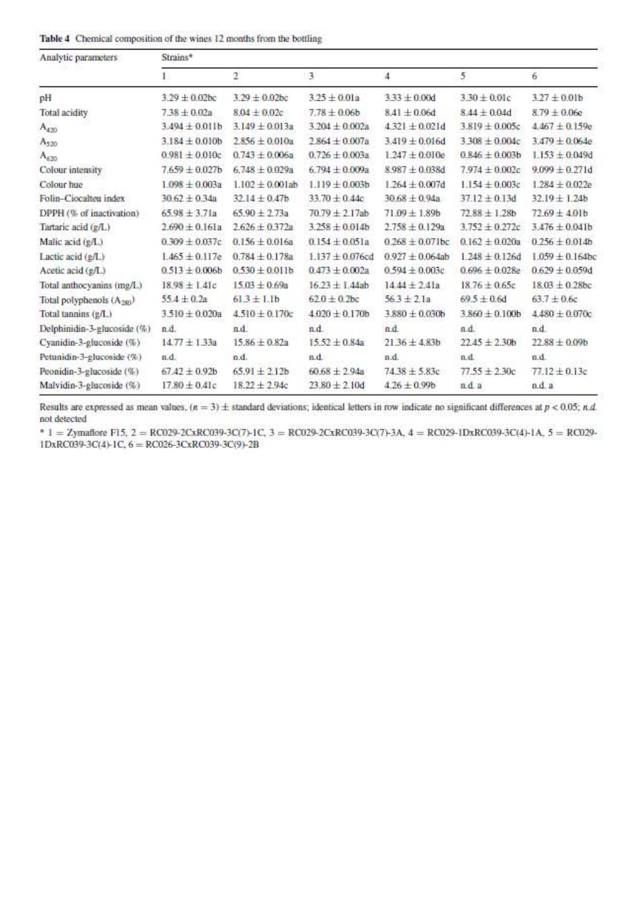**Table 4** Chemical composition of the wines 12 months from the bottling

| Analytic parameters | Strains* | | | | | |
|---|---|---|---|---|---|---|
| | 1 | 2 | 3 | 4 | 5 | 6 |
| pH | 3.29 ± 0.02bc | 3.29 ± 0.02bc | 3.25 ± 0.01a | 3.33 ± 0.00d | 3.30 ± 0.01c | 3.27 ± 0.01b |
| Total acidity | 7.38 ± 0.02a | 8.04 ± 0.02c | 7.78 ± 0.06b | 8.41 ± 0.06d | 8.44 ± 0.04d | 8.79 ± 0.06e |
| $A_{420}$ | 3.494 ± 0.011b | 3.149 ± 0.013a | 3.204 ± 0.002a | 4.321 ± 0.021d | 3.819 ± 0.005c | 4.467 ± 0.159e |
| $A_{520}$ | 3.184 ± 0.010b | 2.856 ± 0.010a | 2.864 ± 0.007a | 3.419 ± 0.016d | 3.308 ± 0.004c | 3.479 ± 0.064e |
| $A_{620}$ | 0.981 ± 0.010c | 0.743 ± 0.006a | 0.726 ± 0.003a | 1.247 ± 0.010e | 0.846 ± 0.003b | 1.153 ± 0.049d |
| Colour intensity | 7.659 ± 0.027b | 6.748 ± 0.029a | 6.794 ± 0.009a | 8.987 ± 0.038d | 7.974 ± 0.002c | 9.099 ± 0.271d |
| Colour hue | 1.098 ± 0.003a | 1.102 ± 0.001ab | 1.119 ± 0.003b | 1.264 ± 0.007d | 1.154 ± 0.003c | 1.284 ± 0.022e |
| Folin–Ciocalteu index | 30.62 ± 0.34a | 32.14 ± 0.47b | 33.70 ± 0.44c | 30.68 ± 0.94a | 37.12 ± 0.13d | 32.19 ± 1.24b |
| DPPH (% of inactivation) | 65.98 ± 3.71a | 65.90 ± 2.73a | 70.79 ± 2.17ab | 71.09 ± 1.89b | 72.88 ± 1.28b | 72.69 ± 4.01b |
| Tartaric acid (g/L) | 2.690 ± 0.161a | 2.626 ± 0.372a | 3.258 ± 0.014b | 2.758 ± 0.129a | 3.752 ± 0.272c | 3.476 ± 0.041b |
| Malic acid (g/L) | 0.309 ± 0.037c | 0.156 ± 0.016a | 0.154 ± 0.051a | 0.268 ± 0.071bc | 0.162 ± 0.020a | 0.256 ± 0.014b |
| Lactic acid (g/L) | 1.465 ± 0.117e | 0.784 ± 0.178a | 1.137 ± 0.076cd | 0.927 ± 0.064ab | 1.248 ± 0.126d | 1.059 ± 0.164bc |
| Acetic acid (g/L) | 0.513 ± 0.006b | 0.530 ± 0.011b | 0.473 ± 0.002a | 0.594 ± 0.003c | 0.696 ± 0.028e | 0.629 ± 0.059d |
| Total anthocyanins (mg/L) | 18.98 ± 1.41c | 15.03 ± 0.69a | 16.23 ± 1.44ab | 14.44 ± 2.41a | 18.76 ± 0.65c | 18.03 ± 0.28bc |
| Total polyphenols ($A_{280}$) | 55.4 ± 0.2a | 61.3 ± 1.1b | 62.0 ± 0.2bc | 56.3 ± 2.1a | 69.5 ± 0.6d | 63.7 ± 0.6c |
| Total tannins (g/L) | 3.510 ± 0.020a | 4.510 ± 0.170c | 4.020 ± 0.170b | 3.880 ± 0.030b | 3.860 ± 0.100b | 4.480 ± 0.070c |
| Delphinidin-3-glucoside (%) | n.d. | n.d. | n.d. | n.d. | n.d. | n.d. |
| Cyanidin-3-glucoside (%) | 14.77 ± 1.33a | 15.86 ± 0.82a | 15.52 ± 0.84a | 21.36 ± 4.83b | 22.45 ± 2.30b | 22.88 ± 0.09b |
| Petunidin-3-glucoside (%) | n.d. | n.d. | n.d. | n.d. | n.d. | n.d. |
| Peonidin-3-glucoside (%) | 67.42 ± 0.92b | 65.91 ± 2.12b | 60.68 ± 2.94a | 74.38 ± 5.83c | 77.55 ± 2.30c | 77.12 ± 0.13c |
| Malvidin-3-glucoside (%) | 17.80 ± 0.41c | 18.22 ± 2.94c | 23.80 ± 2.10d | 4.26 ± 0.99b | n.d. a | n.d. a |

Results are expressed as mean values, ($n = 3$) ± standard deviations; identical letters in row indicate no significant differences at $p < 0.05$; *n.d.* not detected

* 1 = Zymaflore F15, 2 = RC029-2CxRC039-3C(7)-1C, 3 = RC029-2CxRC039-3C(7)-3A, 4 = RC029-1DxRC039-3C(4)-1A, 5 = RC029-1DxRC039-3C(4)-1C, 6 = RC026-3CxRC039-3C(9)-2B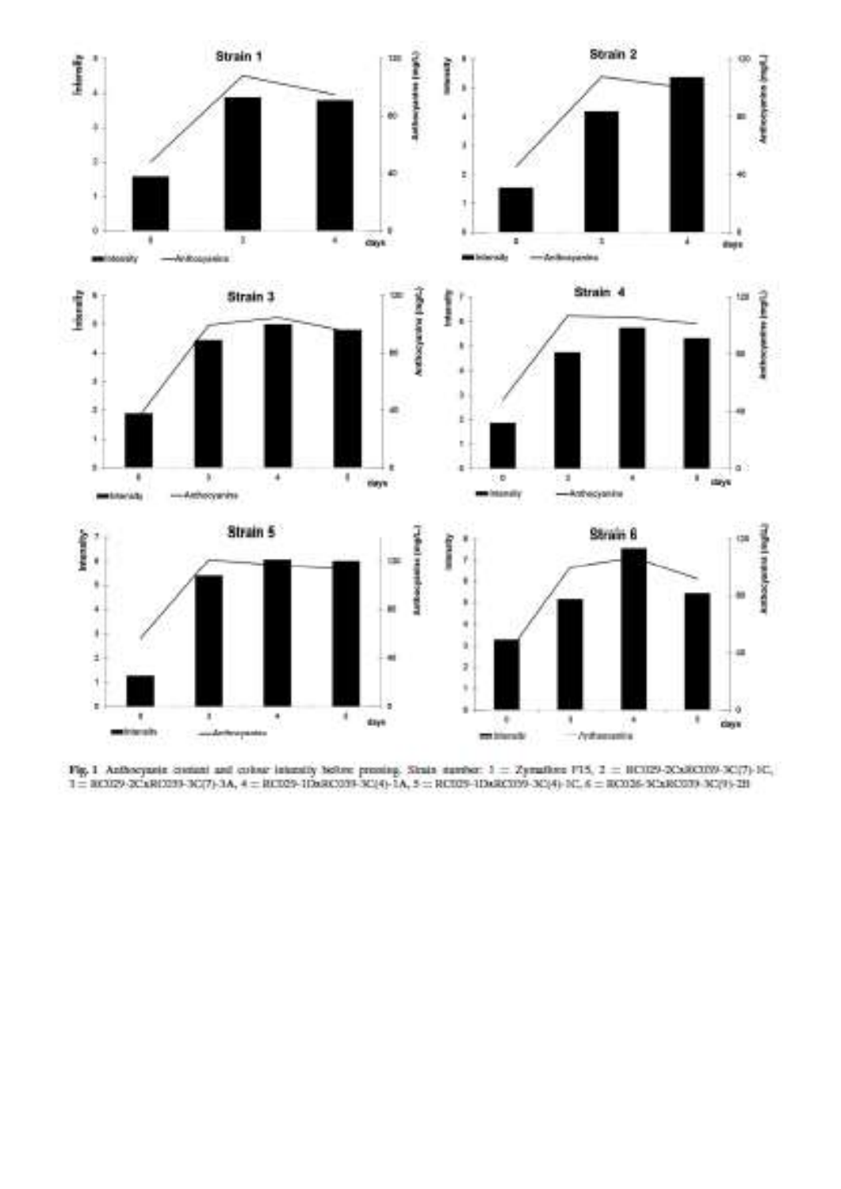**Fig. 1** Anthocyanin content and colour intensity before pressing. Strain number: 1 = Zymaflore F15, 2 = RC029-2CxRC039-3C(7)-1C, 3 = RC029-2CxRC039-3C(7)-3A, 4 = RC029-1DxRC039-3C(4)-1A, 5 = RC029-1DxRC039-3C(4)-1C, 6 = RC026-3CxRC039-3C(9)-2B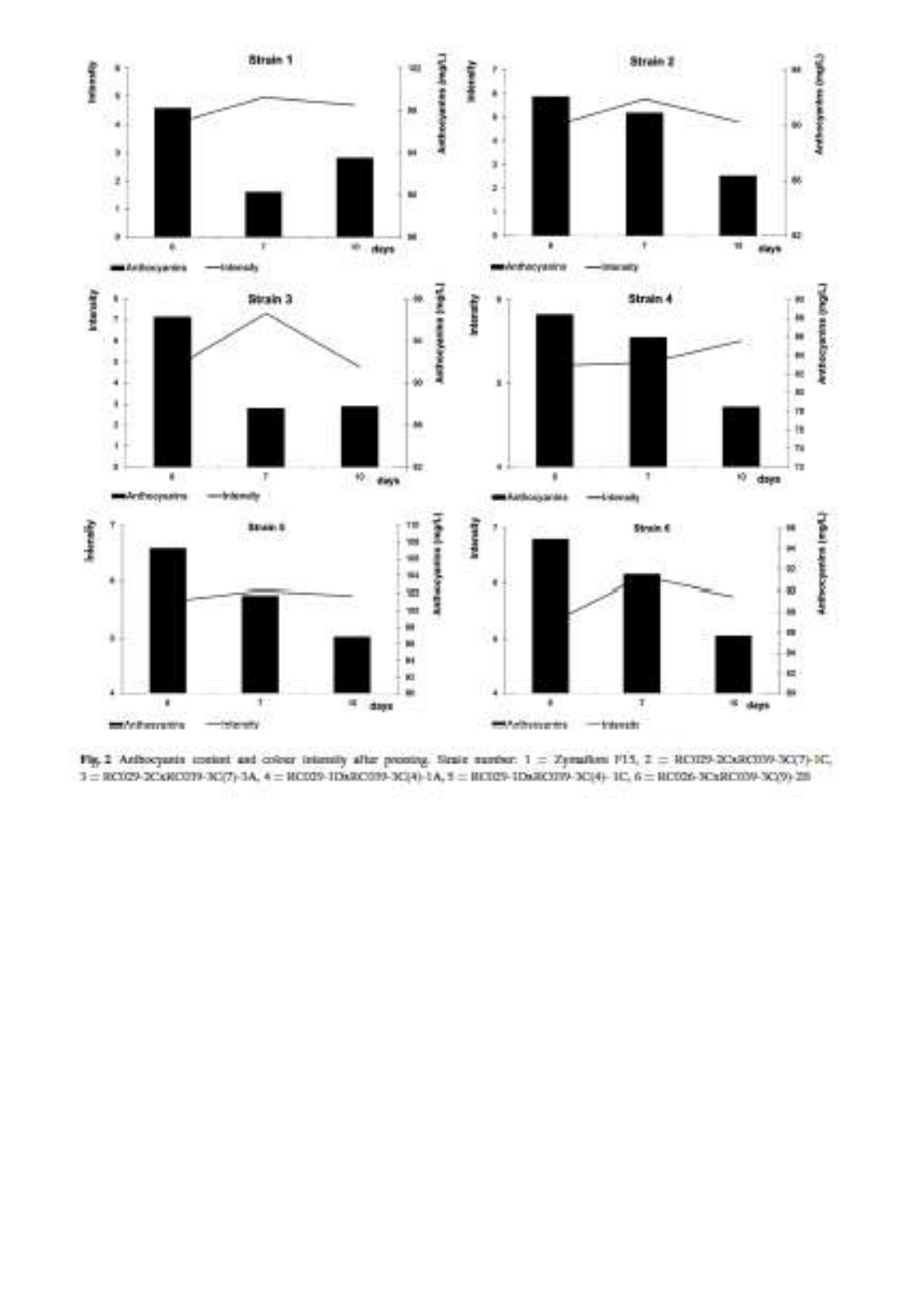**Fig. 2** Anthocyanin content and colour intensity after pressing. Strain number: 1 = Zymaflore F15, 2 = RC029-2CxRC039-3C(7)-1C, 3 = RC029-2CxRC039-3C(7)-3A, 4 = RC029-1DxRC039-3C(4)-1A, 5 = RC029-1DxRC039-3C(4)-1C, 6 = RC026-3CxRC039-3C(9)-2B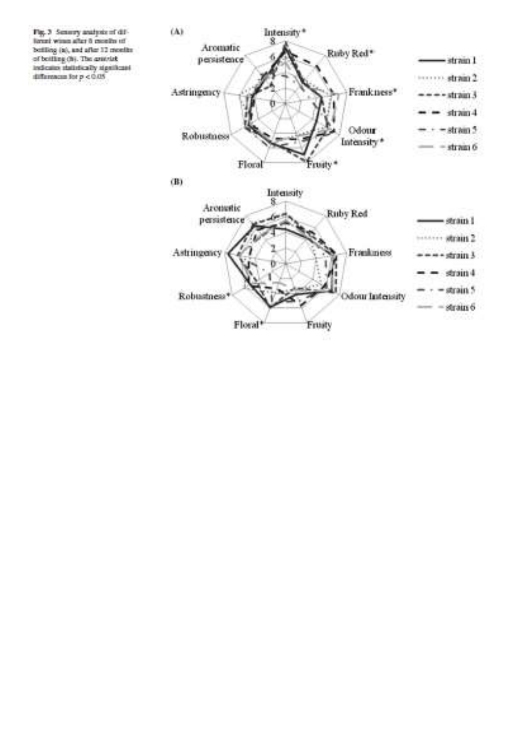**Fig. 3** Sensory analysis of different wines after 8 months of bottling (a), and after 12 months of bottling (b). The asterisk indicates statistically significant differences for $p < 0.05$

(A)

Intensity*
8
6
4
2
0
Ruby Red*
Frankness*
Odour Intensity*
Fruity*
Floral
Robustness
Astringency
Aromatic persistence

strain 1
strain 2
strain 3
strain 4
strain 5
strain 6

(B)

Intensity
8
6
4
2
0
Ruby Red
Frankness
Odour Intensity
Fruity
Floral*
Robustness*
Astringency
Aromatic persistence

strain 1
strain 2
strain 3
strain 4
strain 5
strain 6